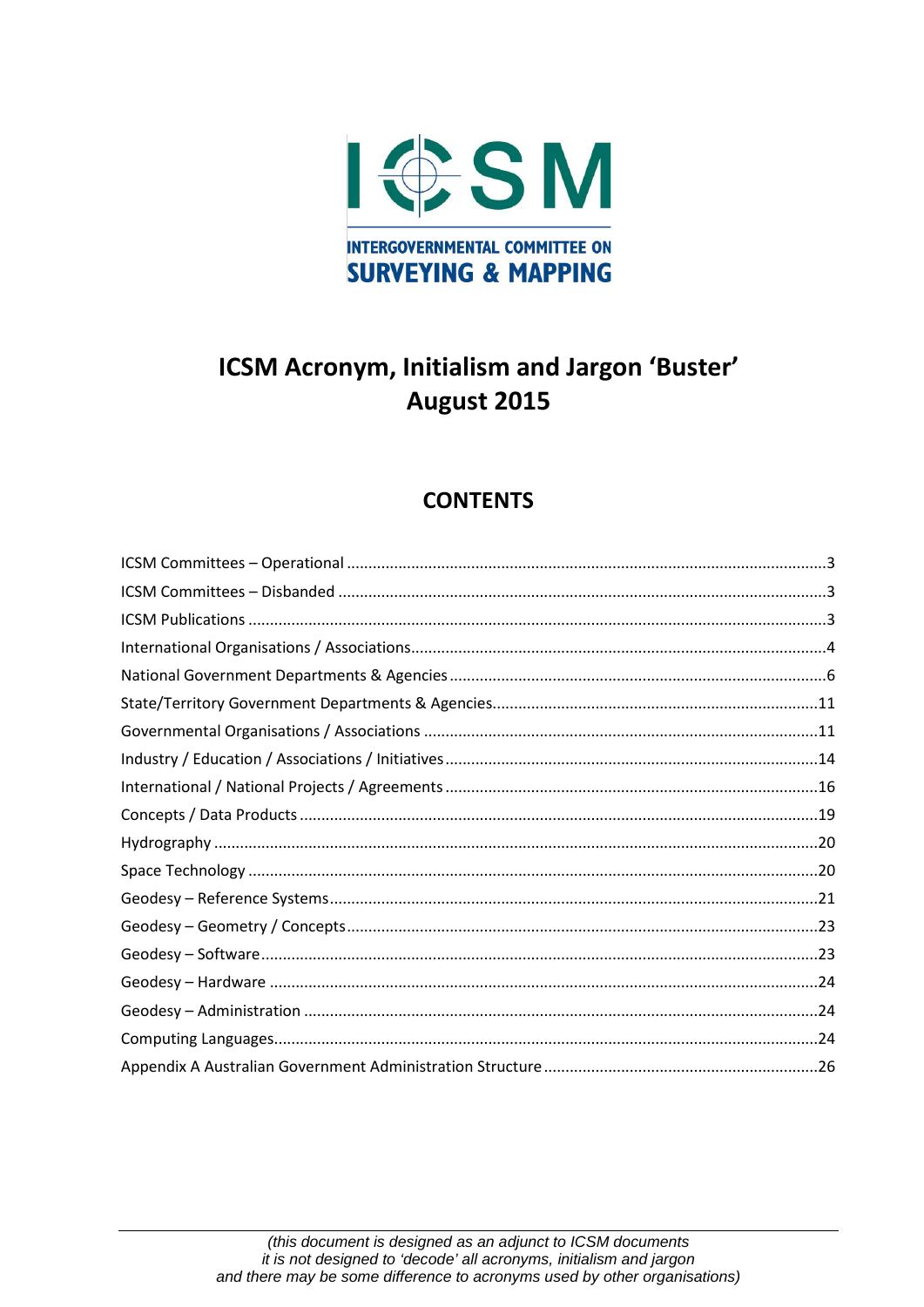ICSM

INTERGOVERNMENTAL COMMITTEE ON
SURVEYING & MAPPING

# ICSM Acronym, Initialism and Jargon 'Buster'
# August 2015

## CONTENTS

- ICSM Committees – Operational ....................3
- ICSM Committees – Disbanded ....................3
- ICSM Publications ....................3
- International Organisations / Associations....................4
- National Government Departments & Agencies ....................6
- State/Territory Government Departments & Agencies....................11
- Governmental Organisations / Associations ....................11
- Industry / Education / Associations / Initiatives ....................14
- International / National Projects / Agreements ....................16
- Concepts / Data Products ....................19
- Hydrography ....................20
- Space Technology ....................20
- Geodesy – Reference Systems....................21
- Geodesy – Geometry / Concepts....................23
- Geodesy – Software....................23
- Geodesy – Hardware ....................24
- Geodesy – Administration ....................24
- Computing Languages....................24
- Appendix A Australian Government Administration Structure ....................26

*(this document is designed as an adjunct to ICSM documents it is not designed to 'decode' all acronyms, initialism and jargon and there may be some difference to acronyms used by other organisations)*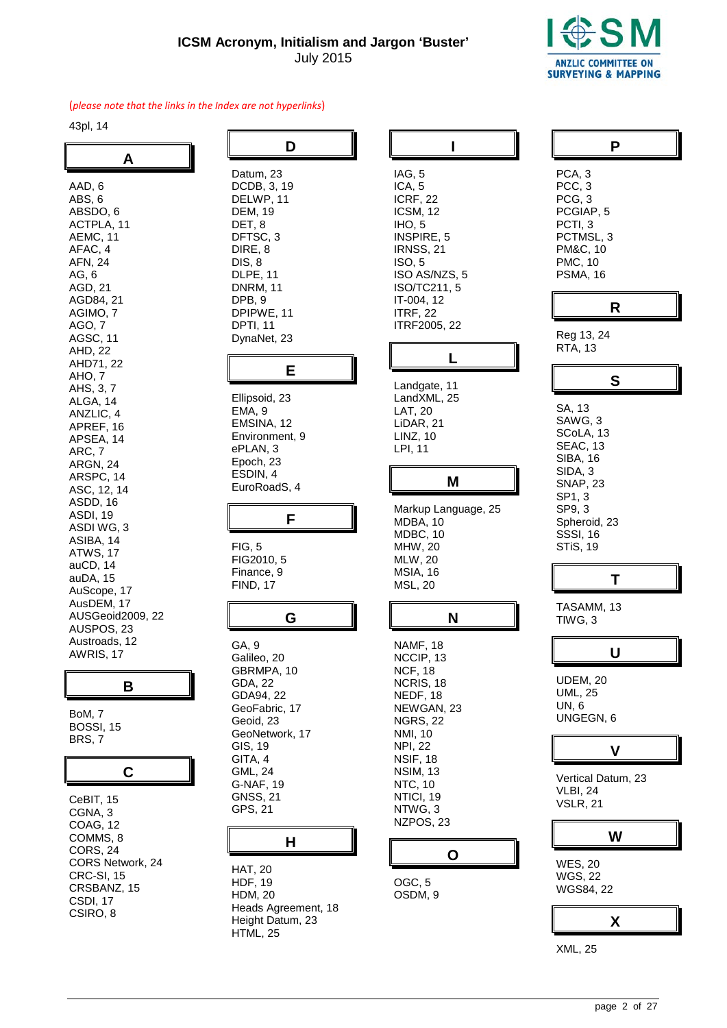# ICSM Acronym, Initialism and Jargon 'Buster'

July 2015

ANZLIC COMMITTEE ON SURVEYING & MAPPING

(*please note that the links in the Index are not hyperlinks*)

43pl, 14

## A

AAD, 6
ABS, 6
ABSDO, 6
ACTPLA, 11
AEMC, 11
AFAC, 4
AFN, 24
AG, 6
AGD, 21
AGD84, 21
AGIMO, 7
AGO, 7
AGSC, 11
AHD, 22
AHD71, 22
AHO, 7
AHS, 3, 7
ALGA, 14
ANZLIC, 4
APREF, 16
APSEA, 14
ARC, 7
ARGN, 24
ARSPC, 14
ASC, 12, 14
ASDD, 16
ASDI, 19
ASDI WG, 3
ASIBA, 14
ATWS, 17
auCD, 14
auDA, 15
AuScope, 17
AusDEM, 17
AUSGeoid2009, 22
AUSPOS, 23
Austroads, 12
AWRIS, 17

## B

BoM, 7
BOSSI, 15
BRS, 7

## C

CeBIT, 15
CGNA, 3
COAG, 12
COMMS, 8
CORS, 24
CORS Network, 24
CRC-SI, 15
CRSBANZ, 15
CSDI, 17
CSIRO, 8

## D

Datum, 23
DCDB, 3, 19
DELWP, 11
DEM, 19
DET, 8
DFTSC, 3
DIRE, 8
DIS, 8
DLPE, 11
DNRM, 11
DPB, 9
DPIPWE, 11
DPTI, 11
DynaNet, 23

## E

Ellipsoid, 23
EMA, 9
EMSINA, 12
Environment, 9
ePLAN, 3
Epoch, 23
ESDIN, 4
EuroRoadS, 4

## F

FIG, 5
FIG2010, 5
Finance, 9
FIND, 17

## G

GA, 9
Galileo, 20
GBRMPA, 10
GDA, 22
GDA94, 22
GeoFabric, 17
Geoid, 23
GeoNetwork, 17
GIS, 19
GITA, 4
GML, 24
G-NAF, 19
GNSS, 21
GPS, 21

## H

HAT, 20
HDF, 19
HDM, 20
Heads Agreement, 18
Height Datum, 23
HTML, 25

## I

IAG, 5
ICA, 5
ICRF, 22
ICSM, 12
IHO, 5
INSPIRE, 5
IRNSS, 21
ISO, 5
ISO AS/NZS, 5
ISO/TC211, 5
IT-004, 12
ITRF, 22
ITRF2005, 22

## L

Landgate, 11
LandXML, 25
LAT, 20
LiDAR, 21
LINZ, 10
LPI, 11

## M

Markup Language, 25
MDBA, 10
MDBC, 10
MHW, 20
MLW, 20
MSIA, 16
MSL, 20

## N

NAMF, 18
NCCIP, 13
NCF, 18
NCRIS, 18
NEDF, 18
NEWGAN, 23
NGRS, 22
NMI, 10
NPI, 22
NSIF, 18
NSIM, 13
NTC, 10
NTICI, 19
NTWG, 3
NZPOS, 23

## O

OGC, 5
OSDM, 9

## P

PCA, 3
PCC, 3
PCG, 3
PCGIAP, 5
PCTI, 3
PCTMSL, 3
PM&C, 10
PMC, 10
PSMA, 16

## R

Reg 13, 24
RTA, 13

## S

SA, 13
SAWG, 3
SCoLA, 13
SEAC, 13
SIBA, 16
SIDA, 3
SNAP, 23
SP1, 3
SP9, 3
Spheroid, 23
SSSI, 16
STiS, 19

## T

TASAMM, 13
TIWG, 3

## U

UDEM, 20
UML, 25
UN, 6
UNGEGN, 6

## V

Vertical Datum, 23
VLBI, 24
VSLR, 21

## W

WES, 20
WGS, 22
WGS84, 22

## X

XML, 25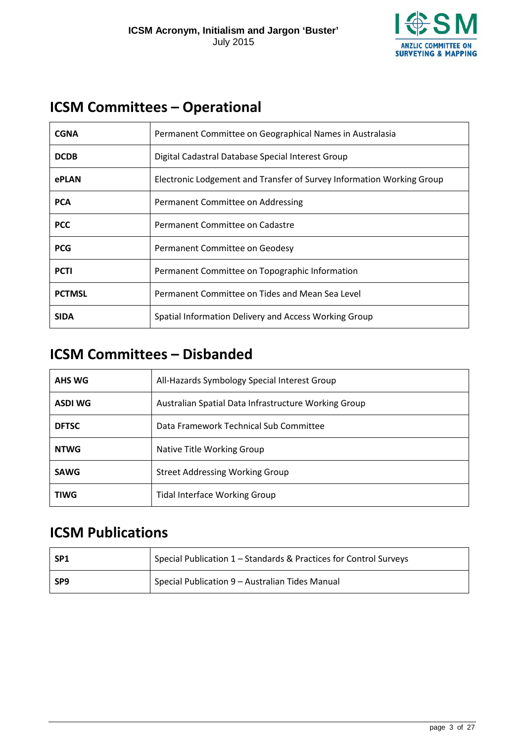## ICSM Committees – Operational

| | |
|---|---|
| **CGNA** | Permanent Committee on Geographical Names in Australasia |
| **DCDB** | Digital Cadastral Database Special Interest Group |
| **ePLAN** | Electronic Lodgement and Transfer of Survey Information Working Group |
| **PCA** | Permanent Committee on Addressing |
| **PCC** | Permanent Committee on Cadastre |
| **PCG** | Permanent Committee on Geodesy |
| **PCTI** | Permanent Committee on Topographic Information |
| **PCTMSL** | Permanent Committee on Tides and Mean Sea Level |
| **SIDA** | Spatial Information Delivery and Access Working Group |

## ICSM Committees – Disbanded

| | |
|---|---|
| **AHS WG** | All-Hazards Symbology Special Interest Group |
| **ASDI WG** | Australian Spatial Data Infrastructure Working Group |
| **DFTSC** | Data Framework Technical Sub Committee |
| **NTWG** | Native Title Working Group |
| **SAWG** | Street Addressing Working Group |
| **TIWG** | Tidal Interface Working Group |

## ICSM Publications

| | |
|---|---|
| **SP1** | Special Publication 1 – Standards & Practices for Control Surveys |
| **SP9** | Special Publication 9 – Australian Tides Manual |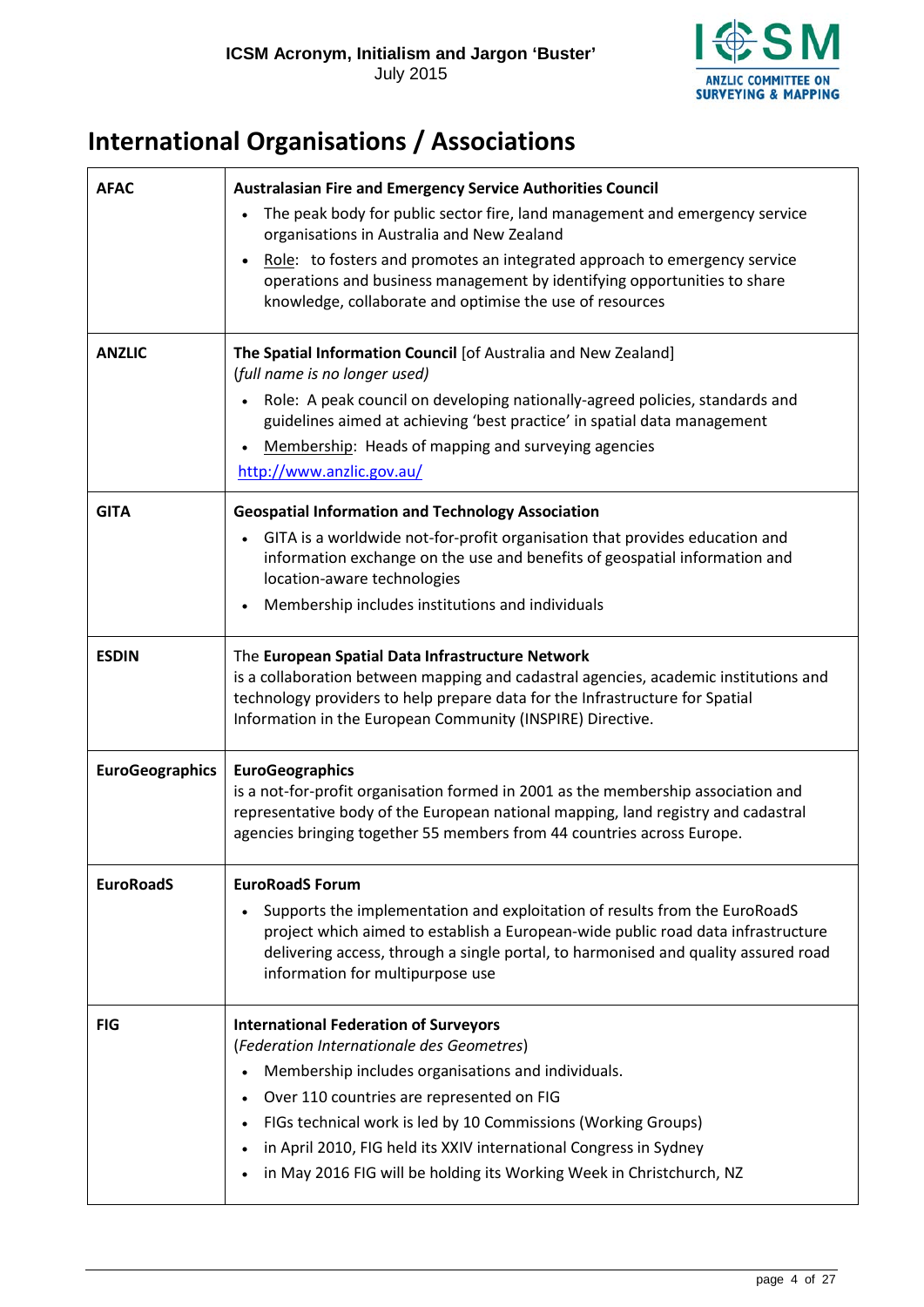# International Organisations / Associations

| | |
|---|---|
| **AFAC** | **Australasian Fire and Emergency Service Authorities Council**<br>• The peak body for public sector fire, land management and emergency service organisations in Australia and New Zealand<br>• Role: to fosters and promotes an integrated approach to emergency service operations and business management by identifying opportunities to share knowledge, collaborate and optimise the use of resources |
| **ANZLIC** | **The Spatial Information Council** [of Australia and New Zealand]<br>(*full name is no longer used*)<br>• Role: A peak council on developing nationally-agreed policies, standards and guidelines aimed at achieving 'best practice' in spatial data management<br>• Membership: Heads of mapping and surveying agencies<br>http://www.anzlic.gov.au/ |
| **GITA** | **Geospatial Information and Technology Association**<br>• GITA is a worldwide not-for-profit organisation that provides education and information exchange on the use and benefits of geospatial information and location-aware technologies<br>• Membership includes institutions and individuals |
| **ESDIN** | The **European Spatial Data Infrastructure Network** is a collaboration between mapping and cadastral agencies, academic institutions and technology providers to help prepare data for the Infrastructure for Spatial Information in the European Community (INSPIRE) Directive. |
| **EuroGeographics** | **EuroGeographics** is a not-for-profit organisation formed in 2001 as the membership association and representative body of the European national mapping, land registry and cadastral agencies bringing together 55 members from 44 countries across Europe. |
| **EuroRoadS** | **EuroRoadS Forum**<br>• Supports the implementation and exploitation of results from the EuroRoadS project which aimed to establish a European-wide public road data infrastructure delivering access, through a single portal, to harmonised and quality assured road information for multipurpose use |
| **FIG** | **International Federation of Surveyors**<br>(*Federation Internationale des Geometres*)<br>• Membership includes organisations and individuals.<br>• Over 110 countries are represented on FIG<br>• FIGs technical work is led by 10 Commissions (Working Groups)<br>• in April 2010, FIG held its XXIV international Congress in Sydney<br>• in May 2016 FIG will be holding its Working Week in Christchurch, NZ |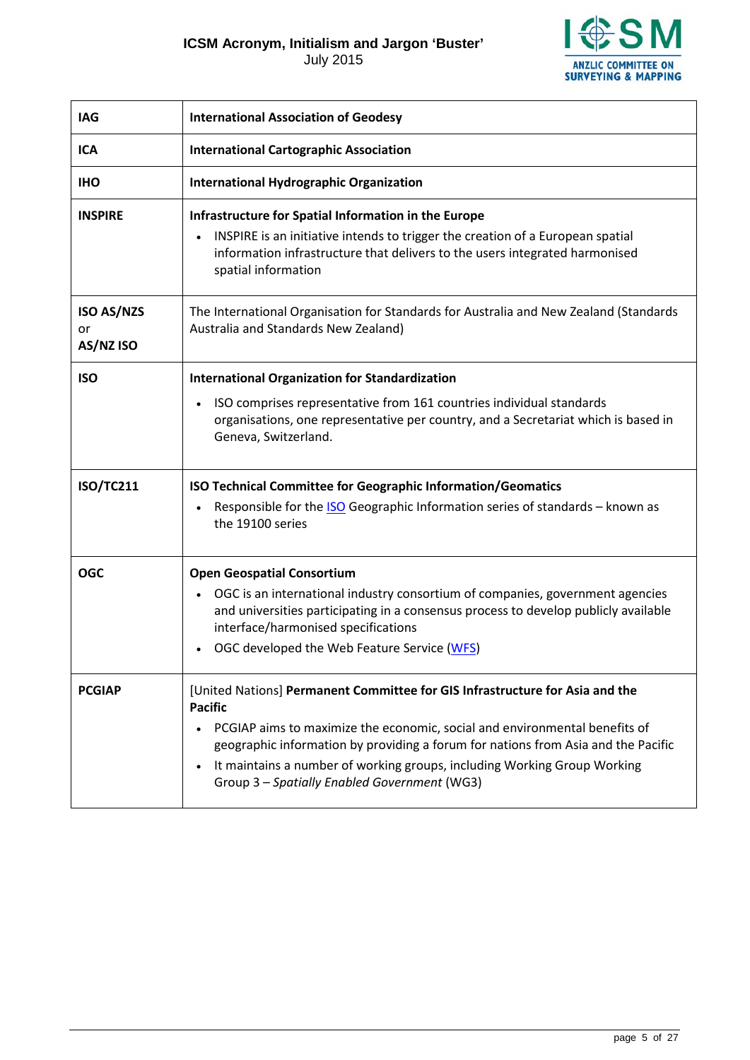| | |
|---|---|
| **IAG** | **International Association of Geodesy** |
| **ICA** | **International Cartographic Association** |
| **IHO** | **International Hydrographic Organization** |
| **INSPIRE** | **Infrastructure for Spatial Information in the Europe**<br>• INSPIRE is an initiative intends to trigger the creation of a European spatial information infrastructure that delivers to the users integrated harmonised spatial information |
| **ISO AS/NZS** or **AS/NZ ISO** | The International Organisation for Standards for Australia and New Zealand (Standards Australia and Standards New Zealand) |
| **ISO** | **International Organization for Standardization**<br>• ISO comprises representative from 161 countries individual standards organisations, one representative per country, and a Secretariat which is based in Geneva, Switzerland. |
| **ISO/TC211** | **ISO Technical Committee for Geographic Information/Geomatics**<br>• Responsible for the ISO Geographic Information series of standards – known as the 19100 series |
| **OGC** | **Open Geospatial Consortium**<br>• OGC is an international industry consortium of companies, government agencies and universities participating in a consensus process to develop publicly available interface/harmonised specifications<br>• OGC developed the Web Feature Service (WFS) |
| **PCGIAP** | [United Nations] **Permanent Committee for GIS Infrastructure for Asia and the Pacific**<br>• PCGIAP aims to maximize the economic, social and environmental benefits of geographic information by providing a forum for nations from Asia and the Pacific<br>• It maintains a number of working groups, including Working Group Working Group 3 – *Spatially Enabled Government* (WG3) |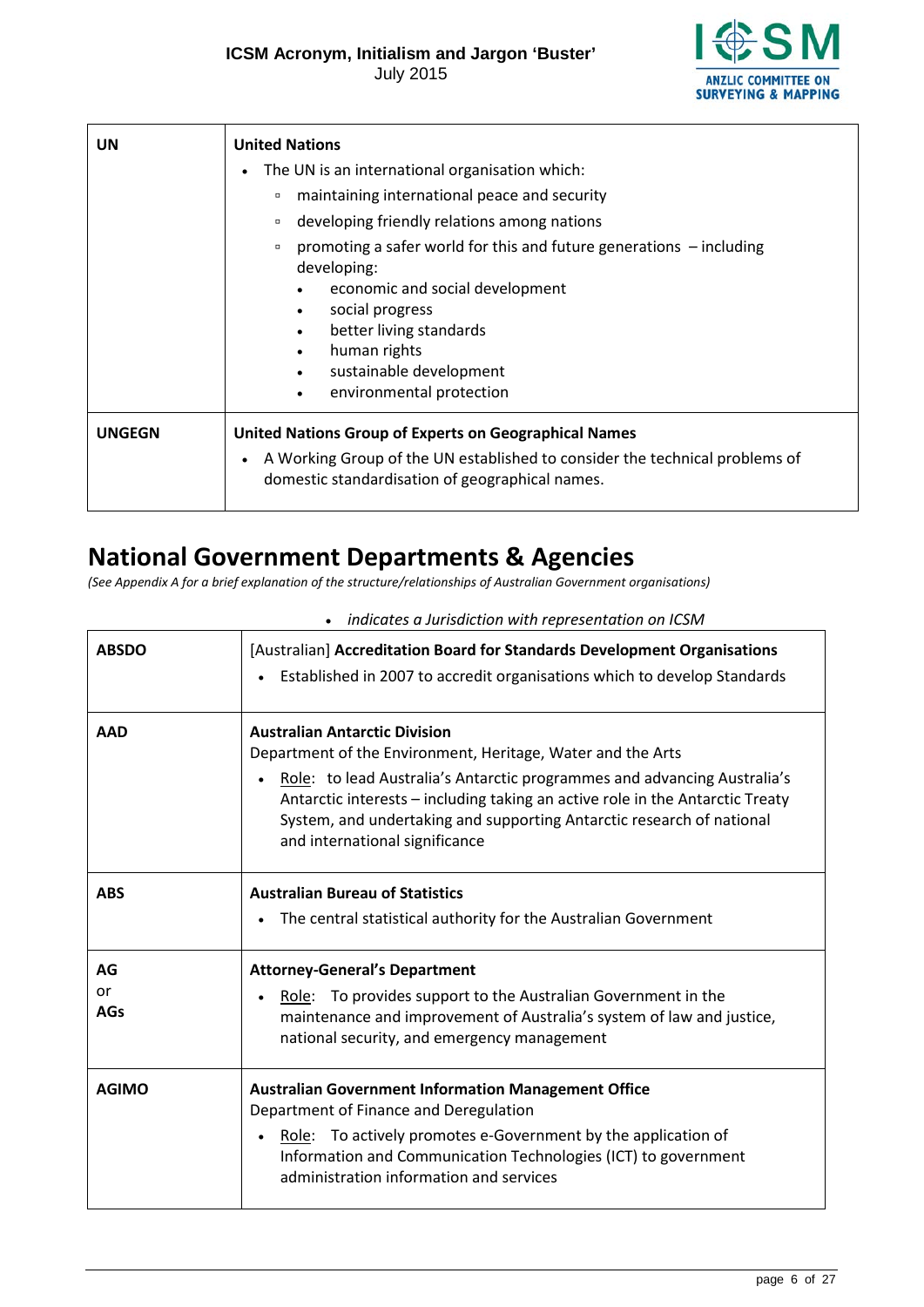| | |
|---|---|
| **UN** | **United Nations**<br>• The UN is an international organisation which:<br>▫ maintaining international peace and security<br>▫ developing friendly relations among nations<br>▫ promoting a safer world for this and future generations – including developing:<br>• economic and social development<br>• social progress<br>• better living standards<br>• human rights<br>• sustainable development<br>• environmental protection |
| **UNGEGN** | **United Nations Group of Experts on Geographical Names**<br>• A Working Group of the UN established to consider the technical problems of domestic standardisation of geographical names. |

# National Government Departments & Agencies

*(See Appendix A for a brief explanation of the structure/relationships of Australian Government organisations)*

• *indicates a Jurisdiction with representation on ICSM*

| | |
|---|---|
| **ABSDO** | [Australian] **Accreditation Board for Standards Development Organisations**<br>• Established in 2007 to accredit organisations which to develop Standards |
| **AAD** | **Australian Antarctic Division**<br>Department of the Environment, Heritage, Water and the Arts<br>• Role: to lead Australia's Antarctic programmes and advancing Australia's Antarctic interests – including taking an active role in the Antarctic Treaty System, and undertaking and supporting Antarctic research of national and international significance |
| **ABS** | **Australian Bureau of Statistics**<br>• The central statistical authority for the Australian Government |
| **AG**<br>or<br>**AGs** | **Attorney-General's Department**<br>• Role: To provides support to the Australian Government in the maintenance and improvement of Australia's system of law and justice, national security, and emergency management |
| **AGIMO** | **Australian Government Information Management Office**<br>Department of Finance and Deregulation<br>• Role: To actively promotes e-Government by the application of Information and Communication Technologies (ICT) to government administration information and services |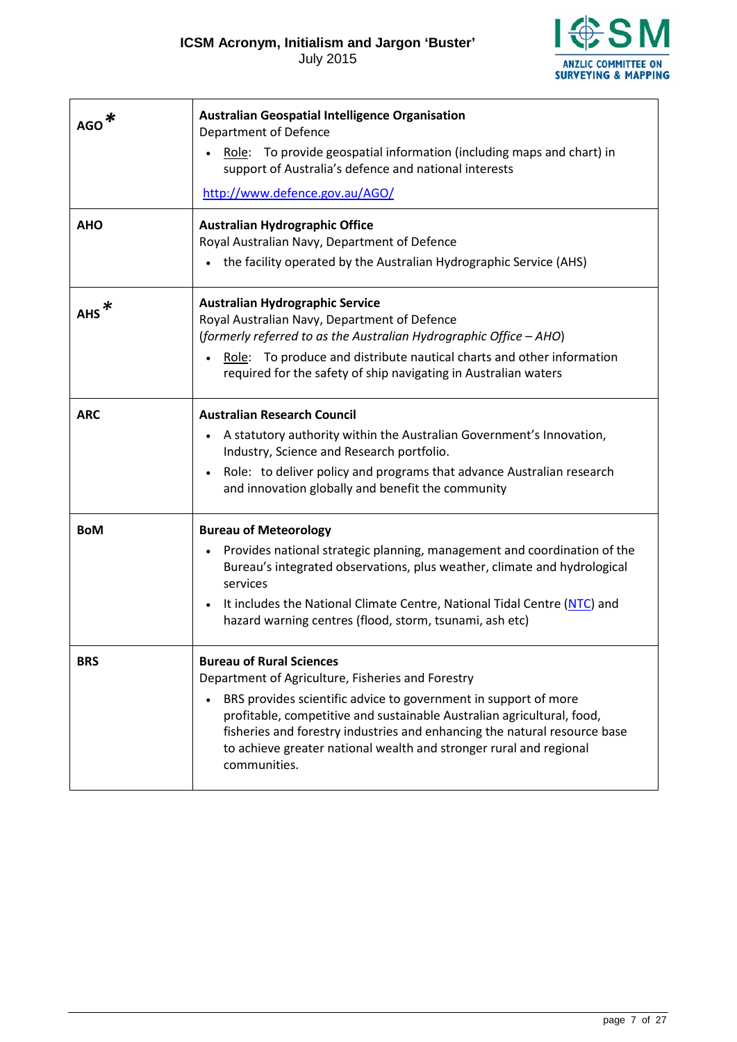| | |
|---|---|
| **AGO** * | **Australian Geospatial Intelligence Organisation**<br>Department of Defence<br>• Role: To provide geospatial information (including maps and chart) in support of Australia's defence and national interests<br>http://www.defence.gov.au/AGO/ |
| **AHO** | **Australian Hydrographic Office**<br>Royal Australian Navy, Department of Defence<br>• the facility operated by the Australian Hydrographic Service (AHS) |
| **AHS** * | **Australian Hydrographic Service**<br>Royal Australian Navy, Department of Defence<br>(*formerly referred to as the Australian Hydrographic Office – AHO*)<br>• Role: To produce and distribute nautical charts and other information required for the safety of ship navigating in Australian waters |
| **ARC** | **Australian Research Council**<br>• A statutory authority within the Australian Government's Innovation, Industry, Science and Research portfolio.<br>• Role: to deliver policy and programs that advance Australian research and innovation globally and benefit the community |
| **BoM** | **Bureau of Meteorology**<br>• Provides national strategic planning, management and coordination of the Bureau's integrated observations, plus weather, climate and hydrological services<br>• It includes the National Climate Centre, National Tidal Centre (NTC) and hazard warning centres (flood, storm, tsunami, ash etc) |
| **BRS** | **Bureau of Rural Sciences**<br>Department of Agriculture, Fisheries and Forestry<br>• BRS provides scientific advice to government in support of more profitable, competitive and sustainable Australian agricultural, food, fisheries and forestry industries and enhancing the natural resource base to achieve greater national wealth and stronger rural and regional communities. |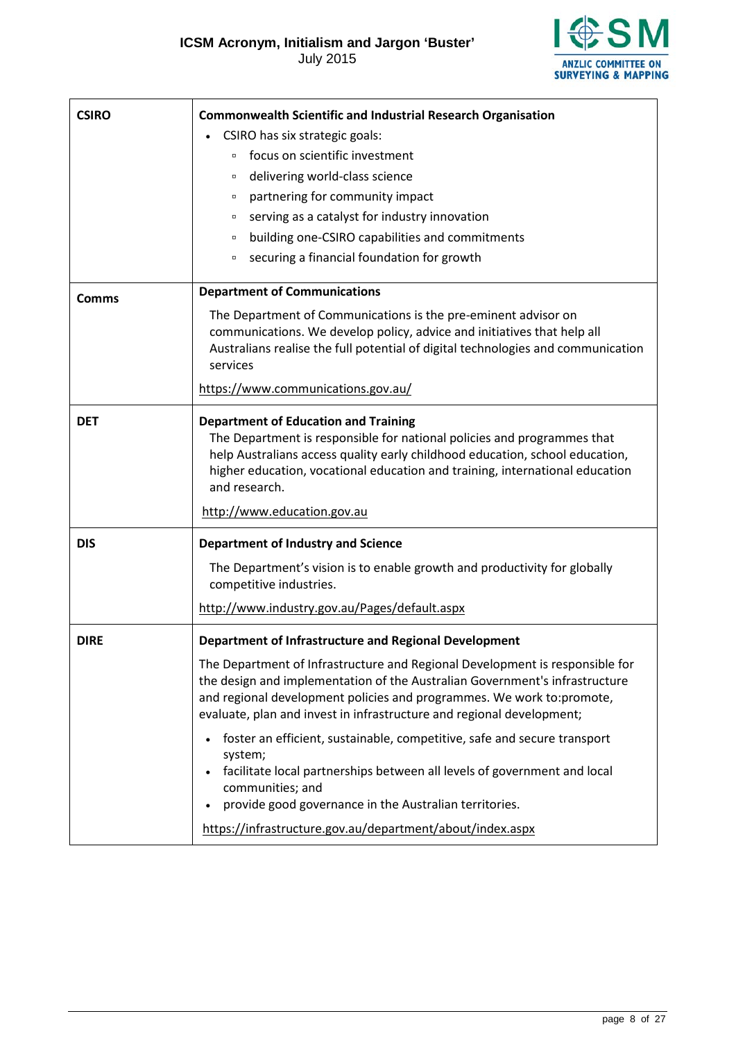| | |
|---|---|
| **CSIRO** | **Commonwealth Scientific and Industrial Research Organisation**<br>• CSIRO has six strategic goals:<br>▫ focus on scientific investment<br>▫ delivering world-class science<br>▫ partnering for community impact<br>▫ serving as a catalyst for industry innovation<br>▫ building one-CSIRO capabilities and commitments<br>▫ securing a financial foundation for growth |
| **Comms** | **Department of Communications**<br>The Department of Communications is the pre-eminent advisor on communications. We develop policy, advice and initiatives that help all Australians realise the full potential of digital technologies and communication services<br>https://www.communications.gov.au/ |
| **DET** | **Department of Education and Training**<br>The Department is responsible for national policies and programmes that help Australians access quality early childhood education, school education, higher education, vocational education and training, international education and research.<br>http://www.education.gov.au |
| **DIS** | **Department of Industry and Science**<br>The Department's vision is to enable growth and productivity for globally competitive industries.<br>http://www.industry.gov.au/Pages/default.aspx |
| **DIRE** | **Department of Infrastructure and Regional Development**<br>The Department of Infrastructure and Regional Development is responsible for the design and implementation of the Australian Government's infrastructure and regional development policies and programmes. We work to:promote, evaluate, plan and invest in infrastructure and regional development;<br>• foster an efficient, sustainable, competitive, safe and secure transport system;<br>• facilitate local partnerships between all levels of government and local communities; and<br>• provide good governance in the Australian territories.<br>https://infrastructure.gov.au/department/about/index.aspx |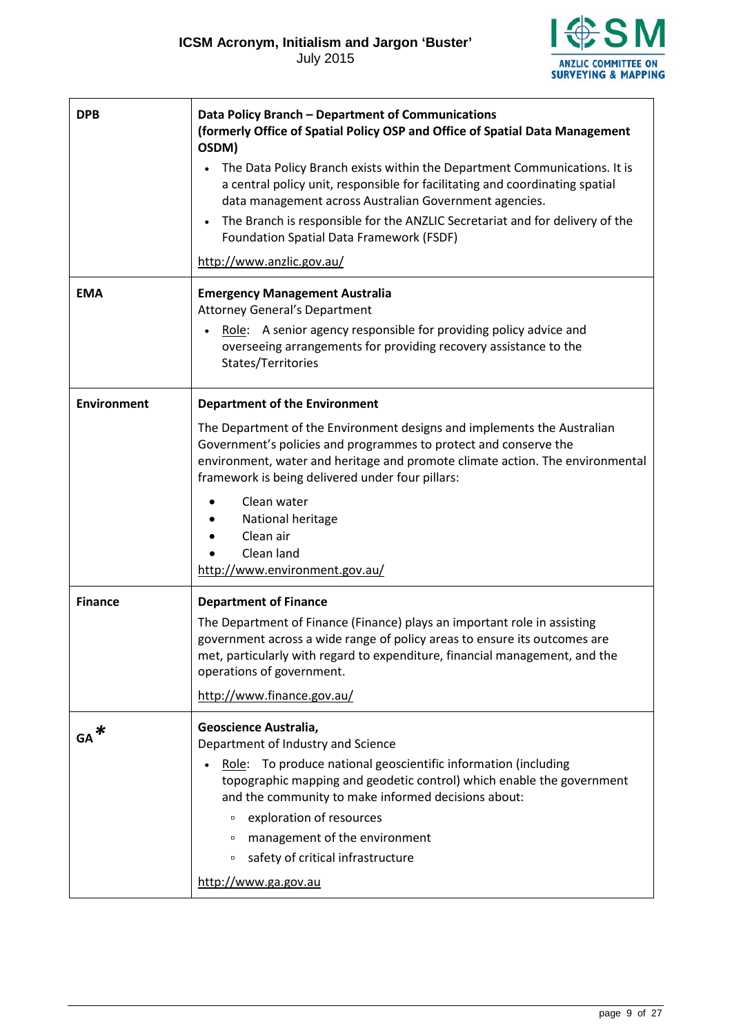| | |
|---|---|
| **DPB** | **Data Policy Branch – Department of Communications (formerly Office of Spatial Policy OSP and Office of Spatial Data Management OSDM)**<br>• The Data Policy Branch exists within the Department Communications. It is a central policy unit, responsible for facilitating and coordinating spatial data management across Australian Government agencies.<br>• The Branch is responsible for the ANZLIC Secretariat and for delivery of the Foundation Spatial Data Framework (FSDF)<br>http://www.anzlic.gov.au/ |
| **EMA** | **Emergency Management Australia**<br>Attorney General's Department<br>• Role: A senior agency responsible for providing policy advice and overseeing arrangements for providing recovery assistance to the States/Territories |
| **Environment** | **Department of the Environment**<br>The Department of the Environment designs and implements the Australian Government's policies and programmes to protect and conserve the environment, water and heritage and promote climate action. The environmental framework is being delivered under four pillars:<br>• Clean water<br>• National heritage<br>• Clean air<br>• Clean land<br>http://www.environment.gov.au/ |
| **Finance** | **Department of Finance**<br>The Department of Finance (Finance) plays an important role in assisting government across a wide range of policy areas to ensure its outcomes are met, particularly with regard to expenditure, financial management, and the operations of government.<br>http://www.finance.gov.au/ |
| **GA** * | **Geoscience Australia,**<br>Department of Industry and Science<br>• Role: To produce national geoscientific information (including topographic mapping and geodetic control) which enable the government and the community to make informed decisions about:<br>  ▫ exploration of resources<br>  ▫ management of the environment<br>  ▫ safety of critical infrastructure<br>http://www.ga.gov.au |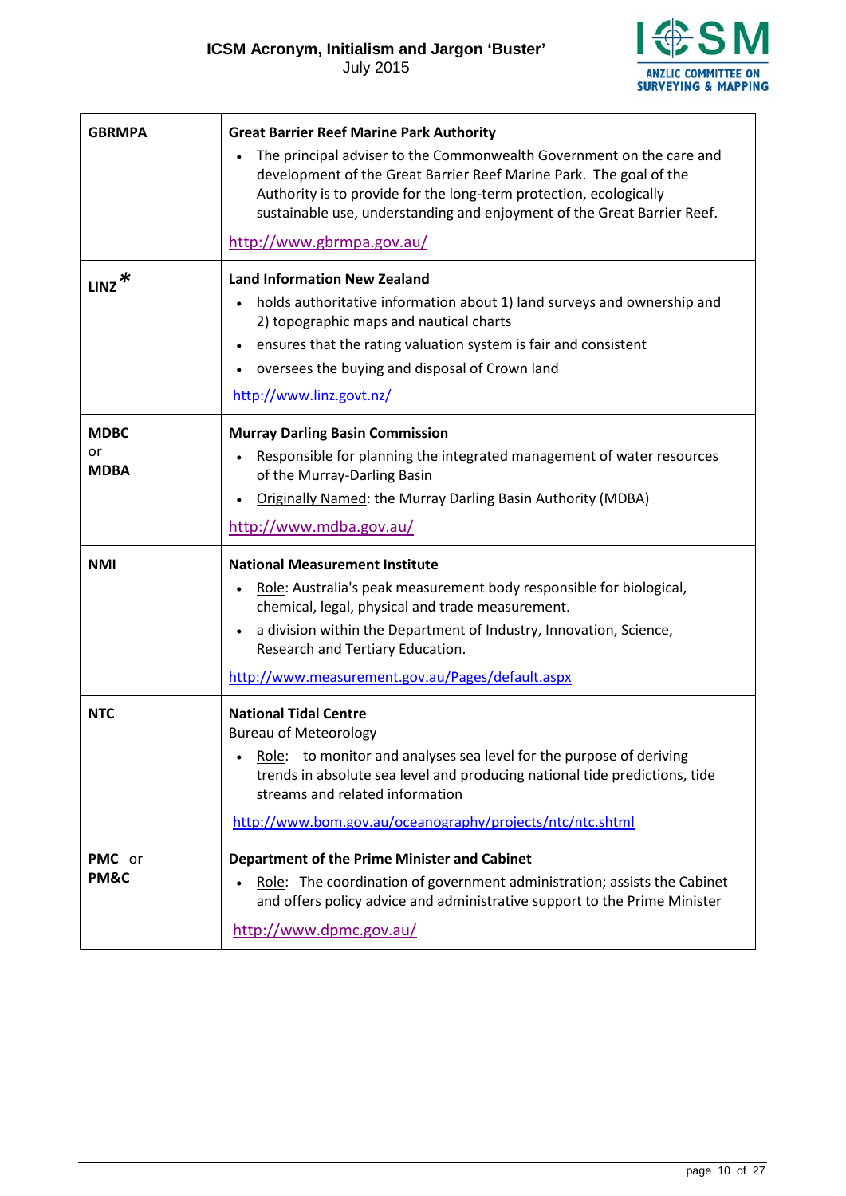| | |
|---|---|
| **GBRMPA** | **Great Barrier Reef Marine Park Authority**<br>• The principal adviser to the Commonwealth Government on the care and development of the Great Barrier Reef Marine Park. The goal of the Authority is to provide for the long-term protection, ecologically sustainable use, understanding and enjoyment of the Great Barrier Reef.<br>http://www.gbrmpa.gov.au/ |
| **LINZ** * | **Land Information New Zealand**<br>• holds authoritative information about 1) land surveys and ownership and 2) topographic maps and nautical charts<br>• ensures that the rating valuation system is fair and consistent<br>• oversees the buying and disposal of Crown land<br>http://www.linz.govt.nz/ |
| **MDBC** or **MDBA** | **Murray Darling Basin Commission**<br>• Responsible for planning the integrated management of water resources of the Murray-Darling Basin<br>• Originally Named: the Murray Darling Basin Authority (MDBA)<br>http://www.mdba.gov.au/ |
| **NMI** | **National Measurement Institute**<br>• Role: Australia's peak measurement body responsible for biological, chemical, legal, physical and trade measurement.<br>• a division within the Department of Industry, Innovation, Science, Research and Tertiary Education.<br>http://www.measurement.gov.au/Pages/default.aspx |
| **NTC** | **National Tidal Centre**<br>Bureau of Meteorology<br>• Role: to monitor and analyses sea level for the purpose of deriving trends in absolute sea level and producing national tide predictions, tide streams and related information<br>http://www.bom.gov.au/oceanography/projects/ntc/ntc.shtml |
| **PMC** or **PM&C** | **Department of the Prime Minister and Cabinet**<br>• Role: The coordination of government administration; assists the Cabinet and offers policy advice and administrative support to the Prime Minister<br>http://www.dpmc.gov.au/ |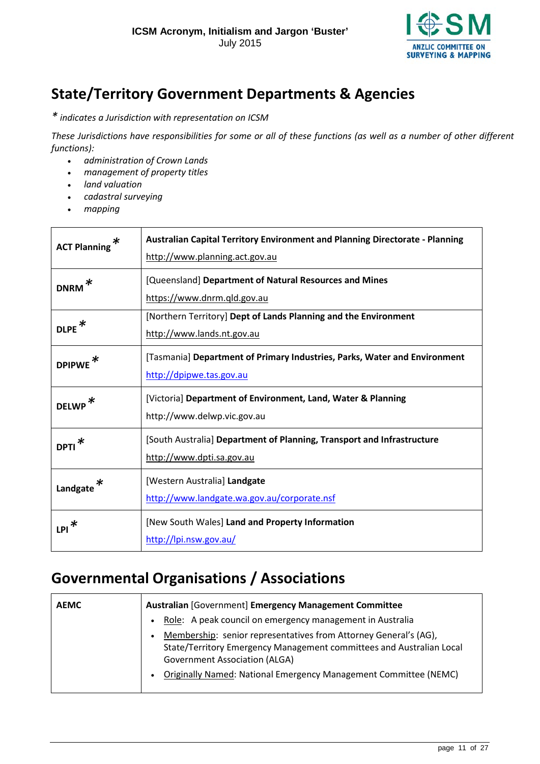## State/Territory Government Departments & Agencies

*\* indicates a Jurisdiction with representation on ICSM*

*These Jurisdictions have responsibilities for some or all of these functions (as well as a number of other different functions):*

- *administration of Crown Lands*
- *management of property titles*
- *land valuation*
- *cadastral surveying*
- *mapping*

| | |
|---|---|
| **ACT Planning** * | **Australian Capital Territory Environment and Planning Directorate - Planning**<br>http://www.planning.act.gov.au |
| **DNRM** * | [Queensland] **Department of Natural Resources and Mines**<br>https://www.dnrm.qld.gov.au |
| **DLPE** * | [Northern Territory] **Dept of Lands Planning and the Environment**<br>http://www.lands.nt.gov.au |
| **DPIPWE** * | [Tasmania] **Department of Primary Industries, Parks, Water and Environment**<br>http://dpipwe.tas.gov.au |
| **DELWP** * | [Victoria] **Department of Environment, Land, Water & Planning**<br>http://www.delwp.vic.gov.au |
| **DPTI** * | [South Australia] **Department of Planning, Transport and Infrastructure**<br>http://www.dpti.sa.gov.au |
| **Landgate** * | [Western Australia] **Landgate**<br>http://www.landgate.wa.gov.au/corporate.nsf |
| **LPI** * | [New South Wales] **Land and Property Information**<br>http://lpi.nsw.gov.au/ |

## Governmental Organisations / Associations

| | |
|---|---|
| **AEMC** | **Australian** [Government] **Emergency Management Committee**<br>• Role: A peak council on emergency management in Australia<br>• Membership: senior representatives from Attorney General's (AG), State/Territory Emergency Management committees and Australian Local Government Association (ALGA)<br>• Originally Named: National Emergency Management Committee (NEMC) |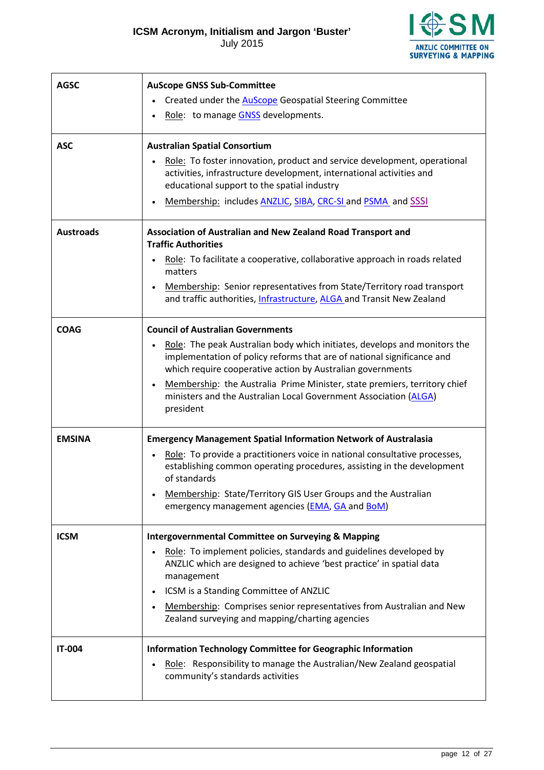| | |
|---|---|
| **AGSC** | **AuScope GNSS Sub-Committee**<br>• Created under the AuScope Geospatial Steering Committee<br>• Role: to manage GNSS developments. |
| **ASC** | **Australian Spatial Consortium**<br>• Role: To foster innovation, product and service development, operational activities, infrastructure development, international activities and educational support to the spatial industry<br>• Membership: includes ANZLIC, SIBA, CRC-SI and PSMA and SSSI |
| **Austroads** | **Association of Australian and New Zealand Road Transport and Traffic Authorities**<br>• Role: To facilitate a cooperative, collaborative approach in roads related matters<br>• Membership: Senior representatives from State/Territory road transport and traffic authorities, Infrastructure, ALGA and Transit New Zealand |
| **COAG** | **Council of Australian Governments**<br>• Role: The peak Australian body which initiates, develops and monitors the implementation of policy reforms that are of national significance and which require cooperative action by Australian governments<br>• Membership: the Australia Prime Minister, state premiers, territory chief ministers and the Australian Local Government Association (ALGA) president |
| **EMSINA** | **Emergency Management Spatial Information Network of Australasia**<br>• Role: To provide a practitioners voice in national consultative processes, establishing common operating procedures, assisting in the development of standards<br>• Membership: State/Territory GIS User Groups and the Australian emergency management agencies (EMA, GA and BoM) |
| **ICSM** | **Intergovernmental Committee on Surveying & Mapping**<br>• Role: To implement policies, standards and guidelines developed by ANZLIC which are designed to achieve 'best practice' in spatial data management<br>• ICSM is a Standing Committee of ANZLIC<br>• Membership: Comprises senior representatives from Australian and New Zealand surveying and mapping/charting agencies |
| **IT-004** | **Information Technology Committee for Geographic Information**<br>• Role: Responsibility to manage the Australian/New Zealand geospatial community's standards activities |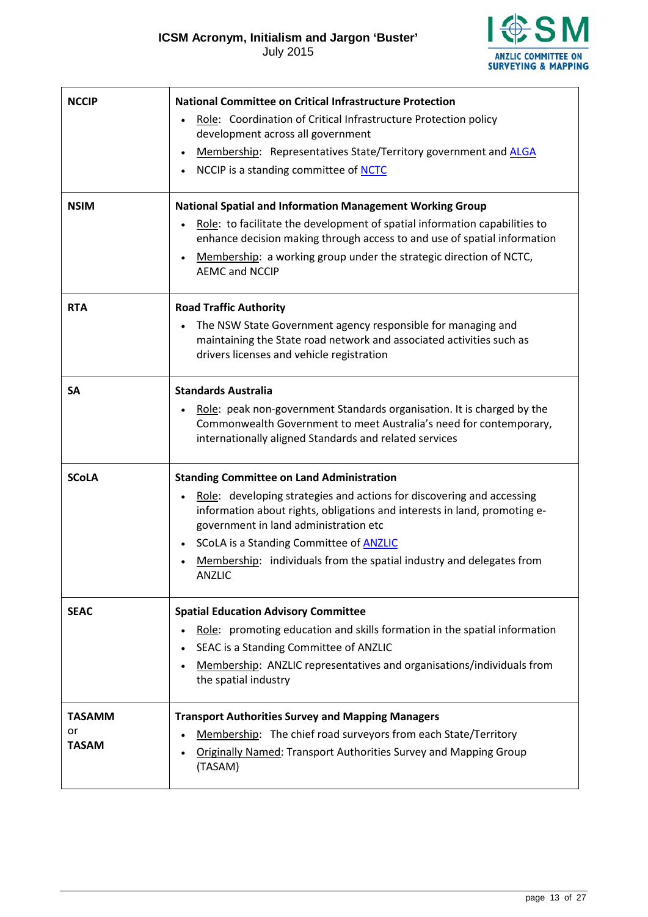| | |
|---|---|
| **NCCIP** | **National Committee on Critical Infrastructure Protection**<br>• Role: Coordination of Critical Infrastructure Protection policy development across all government<br>• Membership: Representatives State/Territory government and ALGA<br>• NCCIP is a standing committee of NCTC |
| **NSIM** | **National Spatial and Information Management Working Group**<br>• Role: to facilitate the development of spatial information capabilities to enhance decision making through access to and use of spatial information<br>• Membership: a working group under the strategic direction of NCTC, AEMC and NCCIP |
| **RTA** | **Road Traffic Authority**<br>• The NSW State Government agency responsible for managing and maintaining the State road network and associated activities such as drivers licenses and vehicle registration |
| **SA** | **Standards Australia**<br>• Role: peak non-government Standards organisation. It is charged by the Commonwealth Government to meet Australia's need for contemporary, internationally aligned Standards and related services |
| **SCoLA** | **Standing Committee on Land Administration**<br>• Role: developing strategies and actions for discovering and accessing information about rights, obligations and interests in land, promoting e-government in land administration etc<br>• SCoLA is a Standing Committee of ANZLIC<br>• Membership: individuals from the spatial industry and delegates from ANZLIC |
| **SEAC** | **Spatial Education Advisory Committee**<br>• Role: promoting education and skills formation in the spatial information<br>• SEAC is a Standing Committee of ANZLIC<br>• Membership: ANZLIC representatives and organisations/individuals from the spatial industry |
| **TASAMM** or **TASAM** | **Transport Authorities Survey and Mapping Managers**<br>• Membership: The chief road surveyors from each State/Territory<br>• Originally Named: Transport Authorities Survey and Mapping Group (TASAM) |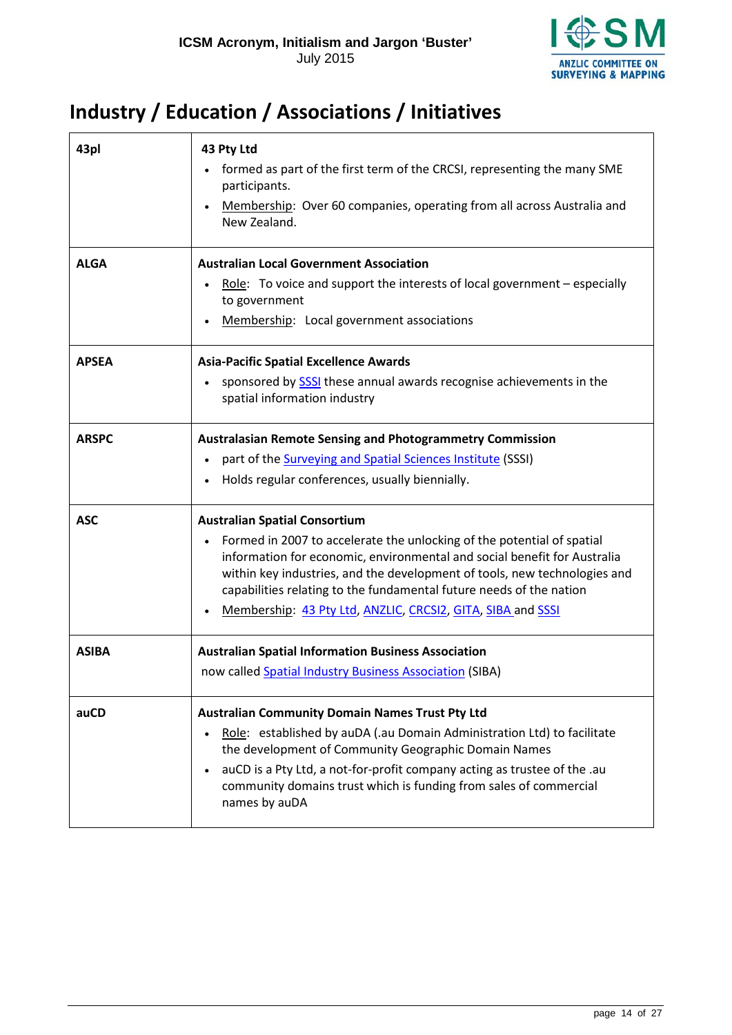# Industry / Education / Associations / Initiatives

| | |
|---|---|
| **43pl** | **43 Pty Ltd**<br>• formed as part of the first term of the CRCSI, representing the many SME participants.<br>• Membership: Over 60 companies, operating from all across Australia and New Zealand. |
| **ALGA** | **Australian Local Government Association**<br>• Role: To voice and support the interests of local government – especially to government<br>• Membership: Local government associations |
| **APSEA** | **Asia-Pacific Spatial Excellence Awards**<br>• sponsored by SSSI these annual awards recognise achievements in the spatial information industry |
| **ARSPC** | **Australasian Remote Sensing and Photogrammetry Commission**<br>• part of the Surveying and Spatial Sciences Institute (SSSI)<br>• Holds regular conferences, usually biennially. |
| **ASC** | **Australian Spatial Consortium**<br>• Formed in 2007 to accelerate the unlocking of the potential of spatial information for economic, environmental and social benefit for Australia within key industries, and the development of tools, new technologies and capabilities relating to the fundamental future needs of the nation<br>• Membership: 43 Pty Ltd, ANZLIC, CRCSI2, GITA, SIBA and SSSI |
| **ASIBA** | **Australian Spatial Information Business Association**<br>now called Spatial Industry Business Association (SIBA) |
| **auCD** | **Australian Community Domain Names Trust Pty Ltd**<br>• Role: established by auDA (.au Domain Administration Ltd) to facilitate the development of Community Geographic Domain Names<br>• auCD is a Pty Ltd, a not-for-profit company acting as trustee of the .au community domains trust which is funding from sales of commercial names by auDA |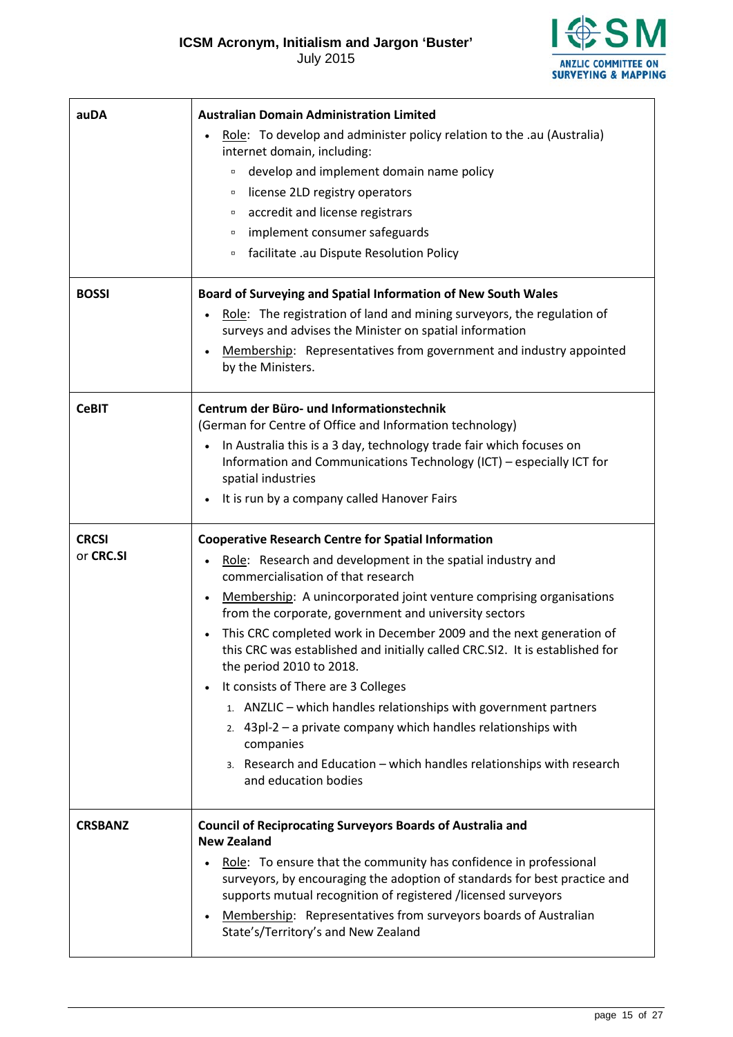| | |
|---|---|
| **auDA** | **Australian Domain Administration Limited**<br>• Role: To develop and administer policy relation to the .au (Australia) internet domain, including:<br>&nbsp;&nbsp;▫ develop and implement domain name policy<br>&nbsp;&nbsp;▫ license 2LD registry operators<br>&nbsp;&nbsp;▫ accredit and license registrars<br>&nbsp;&nbsp;▫ implement consumer safeguards<br>&nbsp;&nbsp;▫ facilitate .au Dispute Resolution Policy |
| **BOSSI** | **Board of Surveying and Spatial Information of New South Wales**<br>• Role: The registration of land and mining surveyors, the regulation of surveys and advises the Minister on spatial information<br>• Membership: Representatives from government and industry appointed by the Ministers. |
| **CeBIT** | **Centrum der Büro- und Informationstechnik**<br>(German for Centre of Office and Information technology)<br>• In Australia this is a 3 day, technology trade fair which focuses on Information and Communications Technology (ICT) – especially ICT for spatial industries<br>• It is run by a company called Hanover Fairs |
| **CRCSI** or **CRC.SI** | **Cooperative Research Centre for Spatial Information**<br>• Role: Research and development in the spatial industry and commercialisation of that research<br>• Membership: A unincorporated joint venture comprising organisations from the corporate, government and university sectors<br>• This CRC completed work in December 2009 and the next generation of this CRC was established and initially called CRC.SI2. It is established for the period 2010 to 2018.<br>• It consists of There are 3 Colleges<br>&nbsp;&nbsp;1. ANZLIC – which handles relationships with government partners<br>&nbsp;&nbsp;2. 43pl-2 – a private company which handles relationships with companies<br>&nbsp;&nbsp;3. Research and Education – which handles relationships with research and education bodies |
| **CRSBANZ** | **Council of Reciprocating Surveyors Boards of Australia and New Zealand**<br>• Role: To ensure that the community has confidence in professional surveyors, by encouraging the adoption of standards for best practice and supports mutual recognition of registered /licensed surveyors<br>• Membership: Representatives from surveyors boards of Australian State's/Territory's and New Zealand |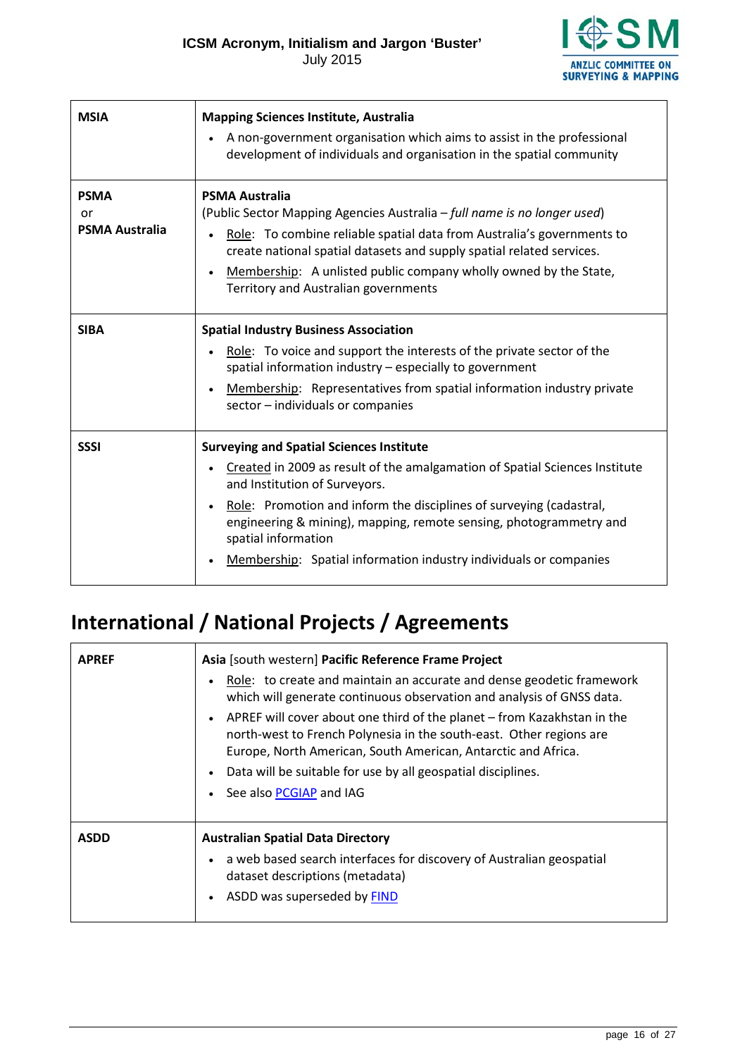| | |
|---|---|
| **MSIA** | **Mapping Sciences Institute, Australia**<br>• A non-government organisation which aims to assist in the professional development of individuals and organisation in the spatial community |
| **PSMA**<br>or<br>**PSMA Australia** | **PSMA Australia**<br>(Public Sector Mapping Agencies Australia – *full name is no longer used*)<br>• Role: To combine reliable spatial data from Australia's governments to create national spatial datasets and supply spatial related services.<br>• Membership: A unlisted public company wholly owned by the State, Territory and Australian governments |
| **SIBA** | **Spatial Industry Business Association**<br>• Role: To voice and support the interests of the private sector of the spatial information industry – especially to government<br>• Membership: Representatives from spatial information industry private sector – individuals or companies |
| **SSSI** | **Surveying and Spatial Sciences Institute**<br>• Created in 2009 as result of the amalgamation of Spatial Sciences Institute and Institution of Surveyors.<br>• Role: Promotion and inform the disciplines of surveying (cadastral, engineering & mining), mapping, remote sensing, photogrammetry and spatial information<br>• Membership: Spatial information industry individuals or companies |

# International / National Projects / Agreements

| | |
|---|---|
| **APREF** | **Asia** [south western] **Pacific Reference Frame Project**<br>• Role: to create and maintain an accurate and dense geodetic framework which will generate continuous observation and analysis of GNSS data.<br>• APREF will cover about one third of the planet – from Kazakhstan in the north-west to French Polynesia in the south-east. Other regions are Europe, North American, South American, Antarctic and Africa.<br>• Data will be suitable for use by all geospatial disciplines.<br>• See also PCGIAP and IAG |
| **ASDD** | **Australian Spatial Data Directory**<br>• a web based search interfaces for discovery of Australian geospatial dataset descriptions (metadata)<br>• ASDD was superseded by FIND |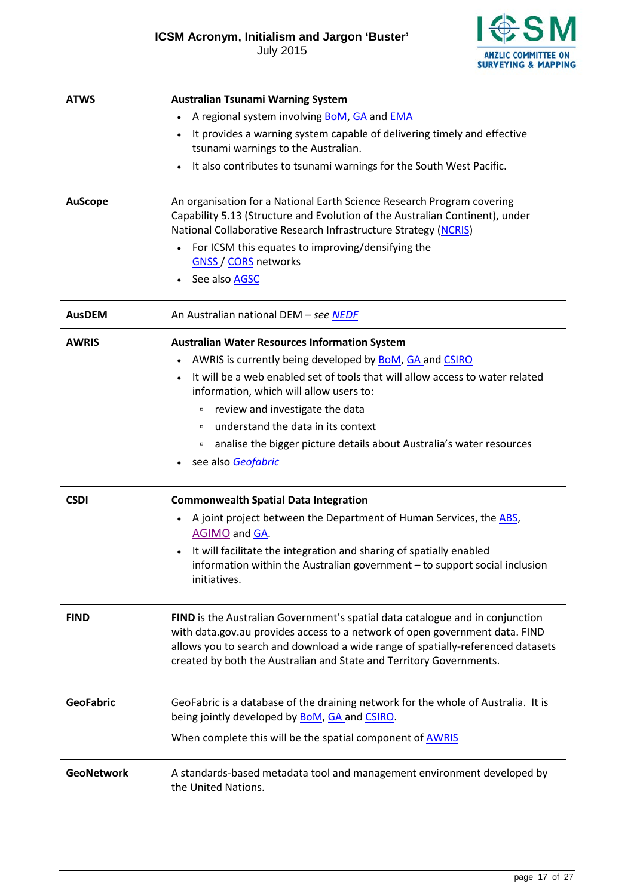| | |
|---|---|
| **ATWS** | **Australian Tsunami Warning System**<br>• A regional system involving BoM, GA and EMA<br>• It provides a warning system capable of delivering timely and effective tsunami warnings to the Australian.<br>• It also contributes to tsunami warnings for the South West Pacific. |
| **AuScope** | An organisation for a National Earth Science Research Program covering Capability 5.13 (Structure and Evolution of the Australian Continent), under National Collaborative Research Infrastructure Strategy (NCRIS)<br>• For ICSM this equates to improving/densifying the GNSS / CORS networks<br>• See also AGSC |
| **AusDEM** | An Australian national DEM – *see NEDF* |
| **AWRIS** | **Australian Water Resources Information System**<br>• AWRIS is currently being developed by BoM, GA and CSIRO<br>• It will be a web enabled set of tools that will allow access to water related information, which will allow users to:<br>  ▫ review and investigate the data<br>  ▫ understand the data in its context<br>  ▫ analise the bigger picture details about Australia's water resources<br>• see also *Geofabric* |
| **CSDI** | **Commonwealth Spatial Data Integration**<br>• A joint project between the Department of Human Services, the ABS, AGIMO and GA.<br>• It will facilitate the integration and sharing of spatially enabled information within the Australian government – to support social inclusion initiatives. |
| **FIND** | **FIND** is the Australian Government's spatial data catalogue and in conjunction with data.gov.au provides access to a network of open government data. FIND allows you to search and download a wide range of spatially-referenced datasets created by both the Australian and State and Territory Governments. |
| **GeoFabric** | GeoFabric is a database of the draining network for the whole of Australia. It is being jointly developed by BoM, GA and CSIRO.<br><br>When complete this will be the spatial component of AWRIS |
| **GeoNetwork** | A standards-based metadata tool and management environment developed by the United Nations. |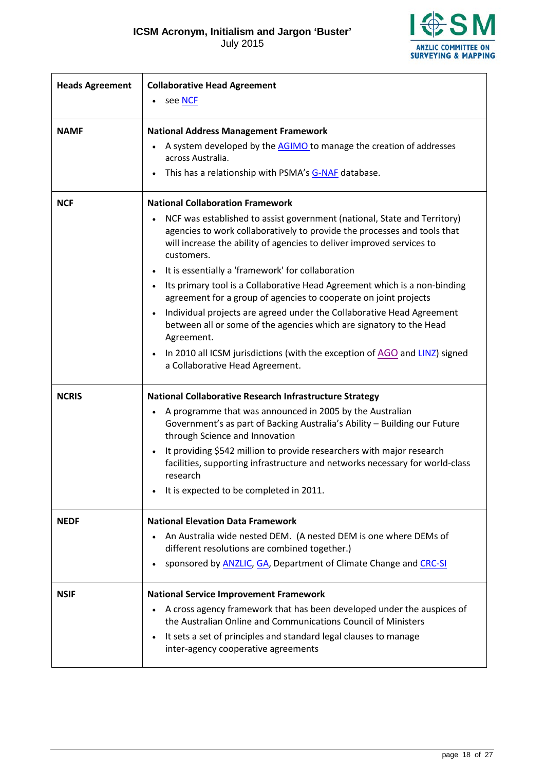| | |
|---|---|
| **Heads Agreement** | **Collaborative Head Agreement**<br>• see NCF |
| **NAMF** | **National Address Management Framework**<br>• A system developed by the AGIMO to manage the creation of addresses across Australia.<br>• This has a relationship with PSMA's G-NAF database. |
| **NCF** | **National Collaboration Framework**<br>• NCF was established to assist government (national, State and Territory) agencies to work collaboratively to provide the processes and tools that will increase the ability of agencies to deliver improved services to customers.<br>• It is essentially a 'framework' for collaboration<br>• Its primary tool is a Collaborative Head Agreement which is a non-binding agreement for a group of agencies to cooperate on joint projects<br>• Individual projects are agreed under the Collaborative Head Agreement between all or some of the agencies which are signatory to the Head Agreement.<br>• In 2010 all ICSM jurisdictions (with the exception of AGO and LINZ) signed a Collaborative Head Agreement. |
| **NCRIS** | **National Collaborative Research Infrastructure Strategy**<br>• A programme that was announced in 2005 by the Australian Government's as part of Backing Australia's Ability – Building our Future through Science and Innovation<br>• It providing $542 million to provide researchers with major research facilities, supporting infrastructure and networks necessary for world-class research<br>• It is expected to be completed in 2011. |
| **NEDF** | **National Elevation Data Framework**<br>• An Australia wide nested DEM. (A nested DEM is one where DEMs of different resolutions are combined together.)<br>• sponsored by ANZLIC, GA, Department of Climate Change and CRC-SI |
| **NSIF** | **National Service Improvement Framework**<br>• A cross agency framework that has been developed under the auspices of the Australian Online and Communications Council of Ministers<br>• It sets a set of principles and standard legal clauses to manage inter-agency cooperative agreements |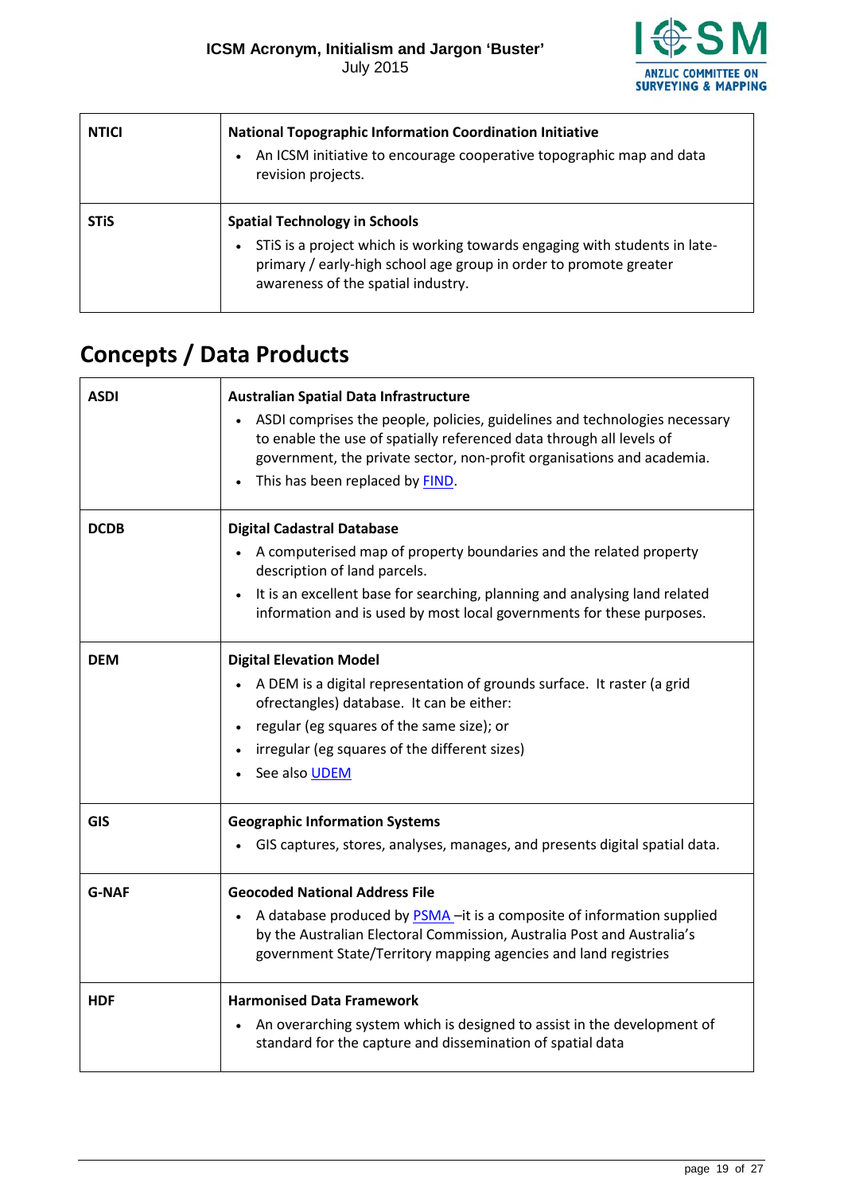| NTICI | **National Topographic Information Coordination Initiative**<br>• An ICSM initiative to encourage cooperative topographic map and data revision projects. |
|---|---|
| **STiS** | **Spatial Technology in Schools**<br>• STiS is a project which is working towards engaging with students in late-primary / early-high school age group in order to promote greater awareness of the spatial industry. |

## Concepts / Data Products

| ASDI | **Australian Spatial Data Infrastructure**<br>• ASDI comprises the people, policies, guidelines and technologies necessary to enable the use of spatially referenced data through all levels of government, the private sector, non-profit organisations and academia.<br>• This has been replaced by FIND. |
|---|---|
| **DCDB** | **Digital Cadastral Database**<br>• A computerised map of property boundaries and the related property description of land parcels.<br>• It is an excellent base for searching, planning and analysing land related information and is used by most local governments for these purposes. |
| **DEM** | **Digital Elevation Model**<br>• A DEM is a digital representation of grounds surface. It raster (a grid ofrectangles) database. It can be either:<br>• regular (eg squares of the same size); or<br>• irregular (eg squares of the different sizes)<br>• See also UDEM |
| **GIS** | **Geographic Information Systems**<br>• GIS captures, stores, analyses, manages, and presents digital spatial data. |
| **G-NAF** | **Geocoded National Address File**<br>• A database produced by PSMA –it is a composite of information supplied by the Australian Electoral Commission, Australia Post and Australia's government State/Territory mapping agencies and land registries |
| **HDF** | **Harmonised Data Framework**<br>• An overarching system which is designed to assist in the development of standard for the capture and dissemination of spatial data |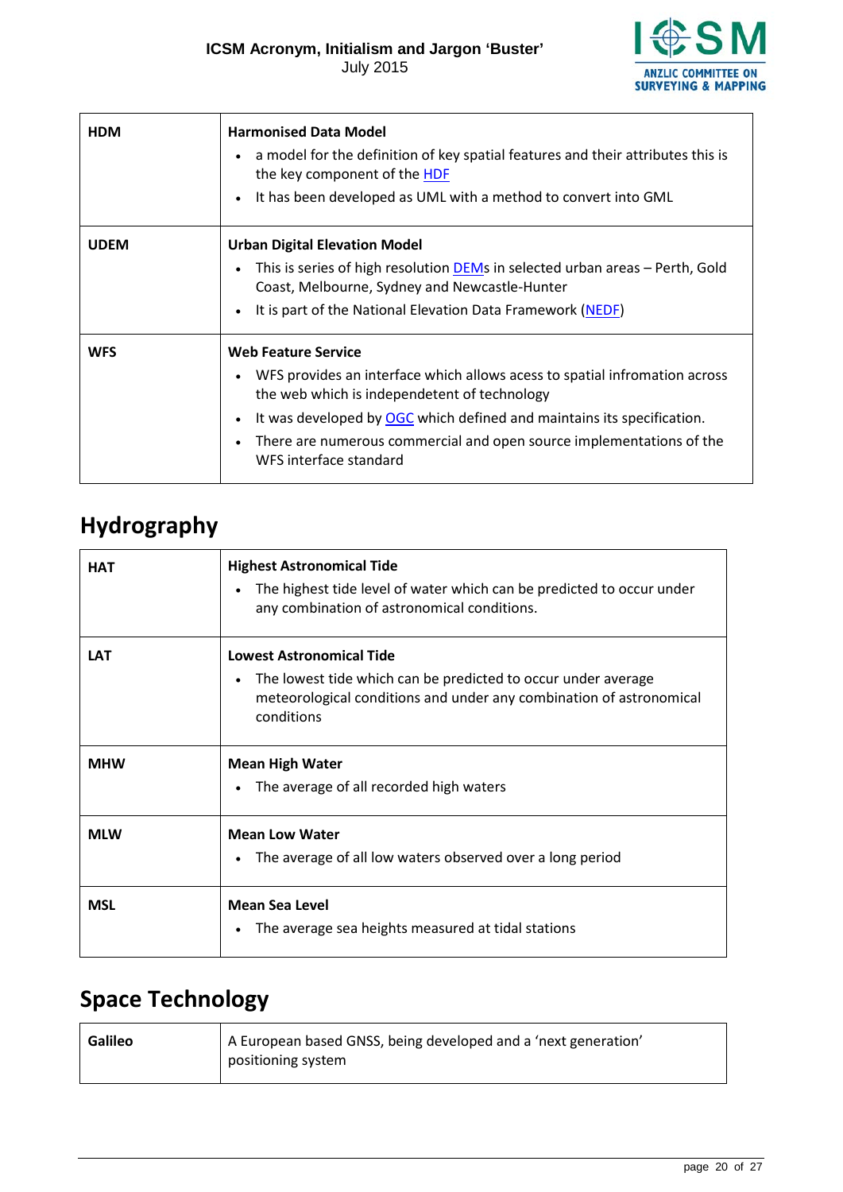| | |
|---|---|
| **HDM** | **Harmonised Data Model**<br>• a model for the definition of key spatial features and their attributes this is the key component of the HDF<br>• It has been developed as UML with a method to convert into GML |
| **UDEM** | **Urban Digital Elevation Model**<br>• This is series of high resolution DEMs in selected urban areas – Perth, Gold Coast, Melbourne, Sydney and Newcastle-Hunter<br>• It is part of the National Elevation Data Framework (NEDF) |
| **WFS** | **Web Feature Service**<br>• WFS provides an interface which allows acess to spatial infromation across the web which is independetent of technology<br>• It was developed by OGC which defined and maintains its specification.<br>• There are numerous commercial and open source implementations of the WFS interface standard |

## Hydrography

| | |
|---|---|
| **HAT** | **Highest Astronomical Tide**<br>• The highest tide level of water which can be predicted to occur under any combination of astronomical conditions. |
| **LAT** | **Lowest Astronomical Tide**<br>• The lowest tide which can be predicted to occur under average meteorological conditions and under any combination of astronomical conditions |
| **MHW** | **Mean High Water**<br>• The average of all recorded high waters |
| **MLW** | **Mean Low Water**<br>• The average of all low waters observed over a long period |
| **MSL** | **Mean Sea Level**<br>• The average sea heights measured at tidal stations |

## Space Technology

| | |
|---|---|
| **Galileo** | A European based GNSS, being developed and a 'next generation' positioning system |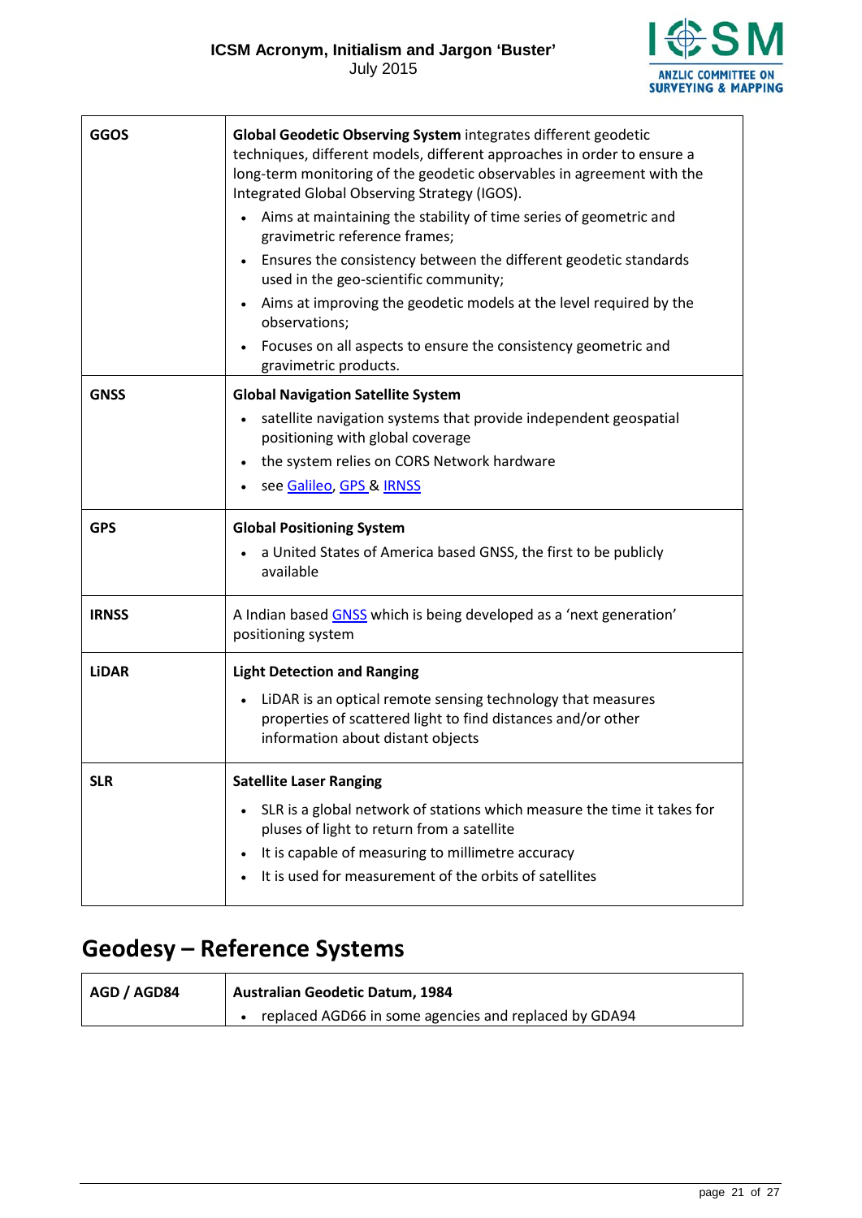| | |
|---|---|
| **GGOS** | **Global Geodetic Observing System** integrates different geodetic techniques, different models, different approaches in order to ensure a long-term monitoring of the geodetic observables in agreement with the Integrated Global Observing Strategy (IGOS).<br>• Aims at maintaining the stability of time series of geometric and gravimetric reference frames;<br>• Ensures the consistency between the different geodetic standards used in the geo-scientific community;<br>• Aims at improving the geodetic models at the level required by the observations;<br>• Focuses on all aspects to ensure the consistency geometric and gravimetric products. |
| **GNSS** | **Global Navigation Satellite System**<br>• satellite navigation systems that provide independent geospatial positioning with global coverage<br>• the system relies on CORS Network hardware<br>• see Galileo, GPS & IRNSS |
| **GPS** | **Global Positioning System**<br>• a United States of America based GNSS, the first to be publicly available |
| **IRNSS** | A Indian based GNSS which is being developed as a 'next generation' positioning system |
| **LiDAR** | **Light Detection and Ranging**<br>• LiDAR is an optical remote sensing technology that measures properties of scattered light to find distances and/or other information about distant objects |
| **SLR** | **Satellite Laser Ranging**<br>• SLR is a global network of stations which measure the time it takes for pluses of light to return from a satellite<br>• It is capable of measuring to millimetre accuracy<br>• It is used for measurement of the orbits of satellites |

## Geodesy – Reference Systems

| | |
|---|---|
| **AGD / AGD84** | **Australian Geodetic Datum, 1984**<br>• replaced AGD66 in some agencies and replaced by GDA94 |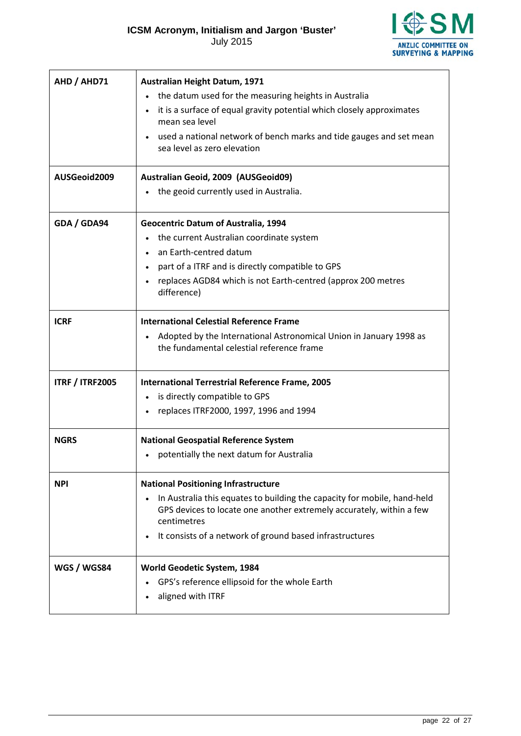| | |
|---|---|
| **AHD / AHD71** | **Australian Height Datum, 1971**<br>• the datum used for the measuring heights in Australia<br>• it is a surface of equal gravity potential which closely approximates mean sea level<br>• used a national network of bench marks and tide gauges and set mean sea level as zero elevation |
| **AUSGeoid2009** | **Australian Geoid, 2009 (AUSGeoid09)**<br>• the geoid currently used in Australia. |
| **GDA / GDA94** | **Geocentric Datum of Australia, 1994**<br>• the current Australian coordinate system<br>• an Earth-centred datum<br>• part of a ITRF and is directly compatible to GPS<br>• replaces AGD84 which is not Earth-centred (approx 200 metres difference) |
| **ICRF** | **International Celestial Reference Frame**<br>• Adopted by the International Astronomical Union in January 1998 as the fundamental celestial reference frame |
| **ITRF / ITRF2005** | **International Terrestrial Reference Frame, 2005**<br>• is directly compatible to GPS<br>• replaces ITRF2000, 1997, 1996 and 1994 |
| **NGRS** | **National Geospatial Reference System**<br>• potentially the next datum for Australia |
| **NPI** | **National Positioning Infrastructure**<br>• In Australia this equates to building the capacity for mobile, hand-held GPS devices to locate one another extremely accurately, within a few centimetres<br>• It consists of a network of ground based infrastructures |
| **WGS / WGS84** | **World Geodetic System, 1984**<br>• GPS's reference ellipsoid for the whole Earth<br>• aligned with ITRF |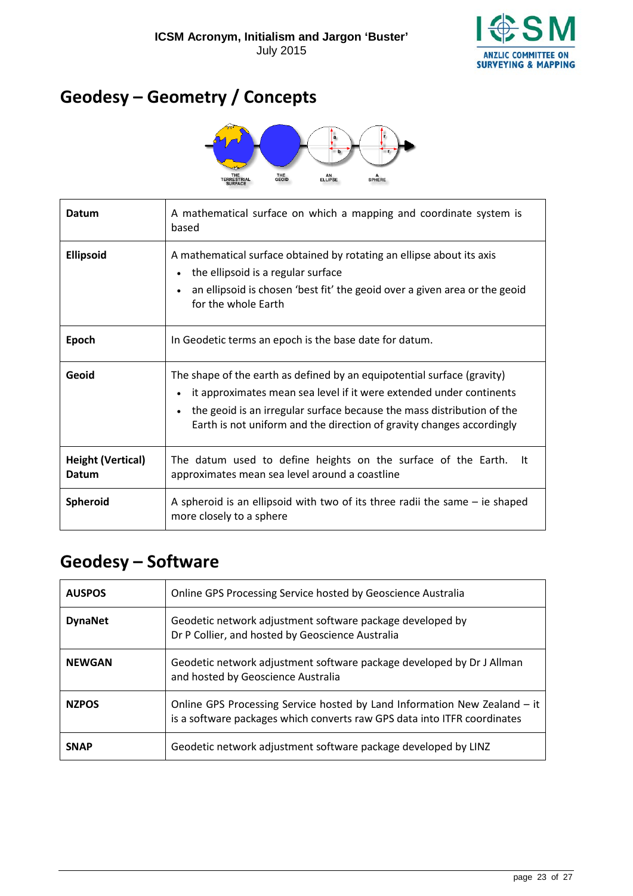# Geodesy – Geometry / Concepts

| | |
|---|---|
| **Datum** | A mathematical surface on which a mapping and coordinate system is based |
| **Ellipsoid** | A mathematical surface obtained by rotating an ellipse about its axis<br>• the ellipsoid is a regular surface<br>• an ellipsoid is chosen 'best fit' the geoid over a given area or the geoid for the whole Earth |
| **Epoch** | In Geodetic terms an epoch is the base date for datum. |
| **Geoid** | The shape of the earth as defined by an equipotential surface (gravity)<br>• it approximates mean sea level if it were extended under continents<br>• the geoid is an irregular surface because the mass distribution of the Earth is not uniform and the direction of gravity changes accordingly |
| **Height (Vertical) Datum** | The datum used to define heights on the surface of the Earth. It approximates mean sea level around a coastline |
| **Spheroid** | A spheroid is an ellipsoid with two of its three radii the same – ie shaped more closely to a sphere |

# Geodesy – Software

| | |
|---|---|
| **AUSPOS** | Online GPS Processing Service hosted by Geoscience Australia |
| **DynaNet** | Geodetic network adjustment software package developed by Dr P Collier, and hosted by Geoscience Australia |
| **NEWGAN** | Geodetic network adjustment software package developed by Dr J Allman and hosted by Geoscience Australia |
| **NZPOS** | Online GPS Processing Service hosted by Land Information New Zealand – it is a software packages which converts raw GPS data into ITFR coordinates |
| **SNAP** | Geodetic network adjustment software package developed by LINZ |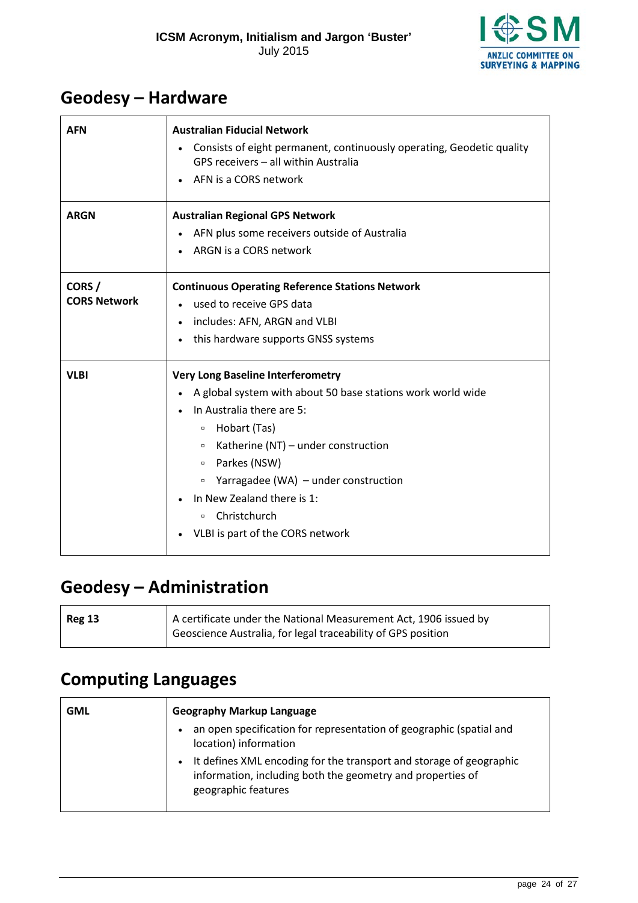## Geodesy – Hardware

| | |
|---|---|
| **AFN** | **Australian Fiducial Network**<br>• Consists of eight permanent, continuously operating, Geodetic quality GPS receivers – all within Australia<br>• AFN is a CORS network |
| **ARGN** | **Australian Regional GPS Network**<br>• AFN plus some receivers outside of Australia<br>• ARGN is a CORS network |
| **CORS / CORS Network** | **Continuous Operating Reference Stations Network**<br>• used to receive GPS data<br>• includes: AFN, ARGN and VLBI<br>• this hardware supports GNSS systems |
| **VLBI** | **Very Long Baseline Interferometry**<br>• A global system with about 50 base stations work world wide<br>• In Australia there are 5:<br>  ▫ Hobart (Tas)<br>  ▫ Katherine (NT) – under construction<br>  ▫ Parkes (NSW)<br>  ▫ Yarragadee (WA) – under construction<br>• In New Zealand there is 1:<br>  ▫ Christchurch<br>• VLBI is part of the CORS network |

## Geodesy – Administration

| | |
|---|---|
| **Reg 13** | A certificate under the National Measurement Act, 1906 issued by Geoscience Australia, for legal traceability of GPS position |

## Computing Languages

| | |
|---|---|
| **GML** | **Geography Markup Language**<br>• an open specification for representation of geographic (spatial and location) information<br>• It defines XML encoding for the transport and storage of geographic information, including both the geometry and properties of geographic features |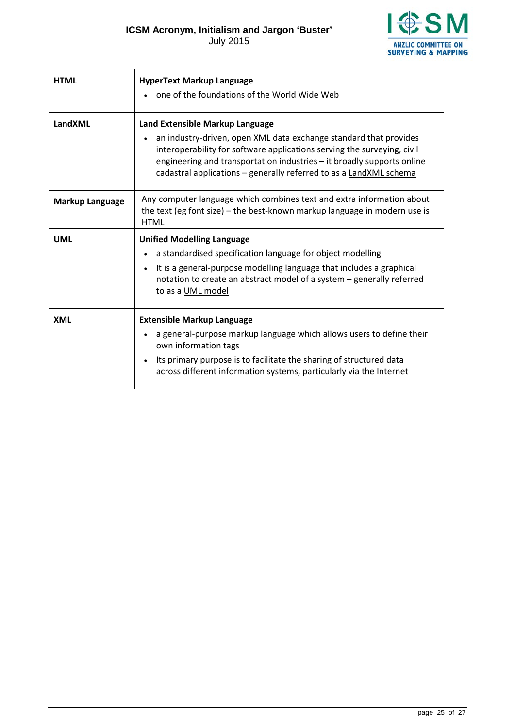| | |
|---|---|
| **HTML** | **HyperText Markup Language**<br>• one of the foundations of the World Wide Web |
| **LandXML** | **Land Extensible Markup Language**<br>• an industry-driven, open XML data exchange standard that provides interoperability for software applications serving the surveying, civil engineering and transportation industries – it broadly supports online cadastral applications – generally referred to as a LandXML schema |
| **Markup Language** | Any computer language which combines text and extra information about the text (eg font size) – the best-known markup language in modern use is HTML |
| **UML** | **Unified Modelling Language**<br>• a standardised specification language for object modelling<br>• It is a general-purpose modelling language that includes a graphical notation to create an abstract model of a system – generally referred to as a UML model |
| **XML** | **Extensible Markup Language**<br>• a general-purpose markup language which allows users to define their own information tags<br>• Its primary purpose is to facilitate the sharing of structured data across different information systems, particularly via the Internet |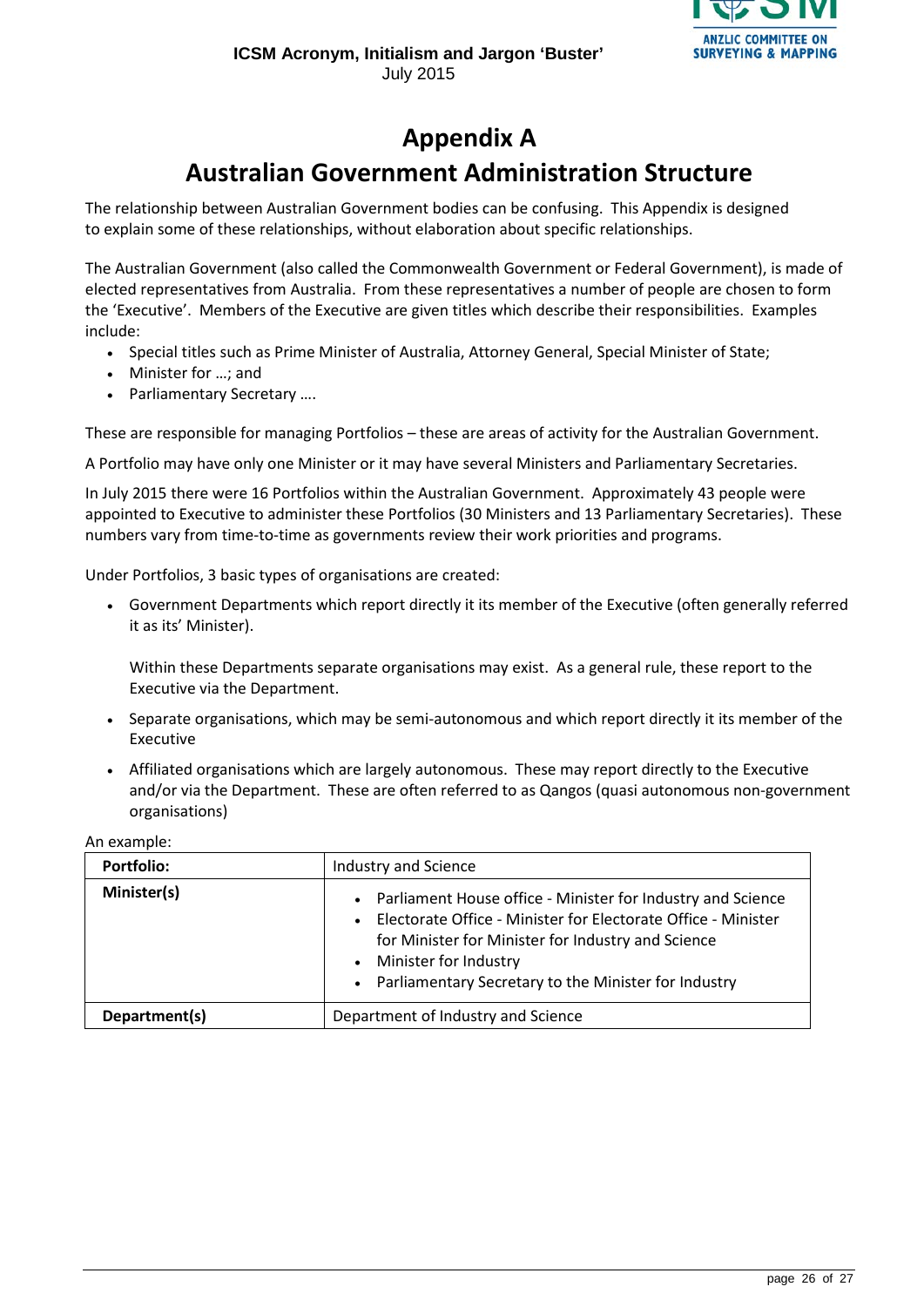# Appendix A

# Australian Government Administration Structure

The relationship between Australian Government bodies can be confusing. This Appendix is designed to explain some of these relationships, without elaboration about specific relationships.

The Australian Government (also called the Commonwealth Government or Federal Government), is made of elected representatives from Australia. From these representatives a number of people are chosen to form the 'Executive'. Members of the Executive are given titles which describe their responsibilities. Examples include:

- Special titles such as Prime Minister of Australia, Attorney General, Special Minister of State;
- Minister for …; and
- Parliamentary Secretary ….

These are responsible for managing Portfolios – these are areas of activity for the Australian Government.

A Portfolio may have only one Minister or it may have several Ministers and Parliamentary Secretaries.

In July 2015 there were 16 Portfolios within the Australian Government. Approximately 43 people were appointed to Executive to administer these Portfolios (30 Ministers and 13 Parliamentary Secretaries). These numbers vary from time-to-time as governments review their work priorities and programs.

Under Portfolios, 3 basic types of organisations are created:

- Government Departments which report directly it its member of the Executive (often generally referred it as its' Minister).

  Within these Departments separate organisations may exist. As a general rule, these report to the Executive via the Department.

- Separate organisations, which may be semi-autonomous and which report directly it its member of the Executive

- Affiliated organisations which are largely autonomous. These may report directly to the Executive and/or via the Department. These are often referred to as Qangos (quasi autonomous non-government organisations)

An example:

| **Portfolio:** | Industry and Science |
|---|---|
| **Minister(s)** | • Parliament House office - Minister for Industry and Science<br>• Electorate Office - Minister for Electorate Office - Minister for Minister for Minister for Industry and Science<br>• Minister for Industry<br>• Parliamentary Secretary to the Minister for Industry |
| **Department(s)** | Department of Industry and Science |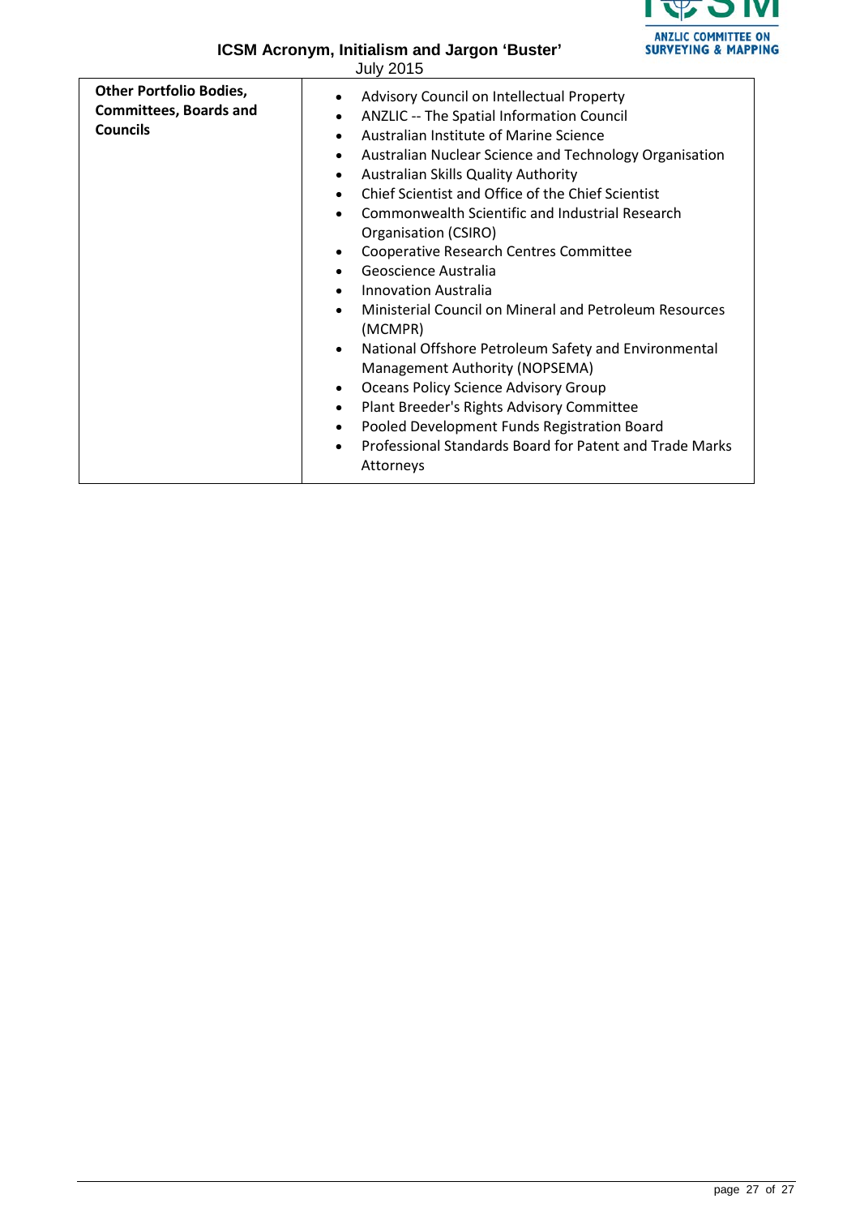| | |
|---|---|
| **Other Portfolio Bodies, Committees, Boards and Councils** | • Advisory Council on Intellectual Property<br>• ANZLIC -- The Spatial Information Council<br>• Australian Institute of Marine Science<br>• Australian Nuclear Science and Technology Organisation<br>• Australian Skills Quality Authority<br>• Chief Scientist and Office of the Chief Scientist<br>• Commonwealth Scientific and Industrial Research Organisation (CSIRO)<br>• Cooperative Research Centres Committee<br>• Geoscience Australia<br>• Innovation Australia<br>• Ministerial Council on Mineral and Petroleum Resources (MCMPR)<br>• National Offshore Petroleum Safety and Environmental Management Authority (NOPSEMA)<br>• Oceans Policy Science Advisory Group<br>• Plant Breeder's Rights Advisory Committee<br>• Pooled Development Funds Registration Board<br>• Professional Standards Board for Patent and Trade Marks Attorneys |